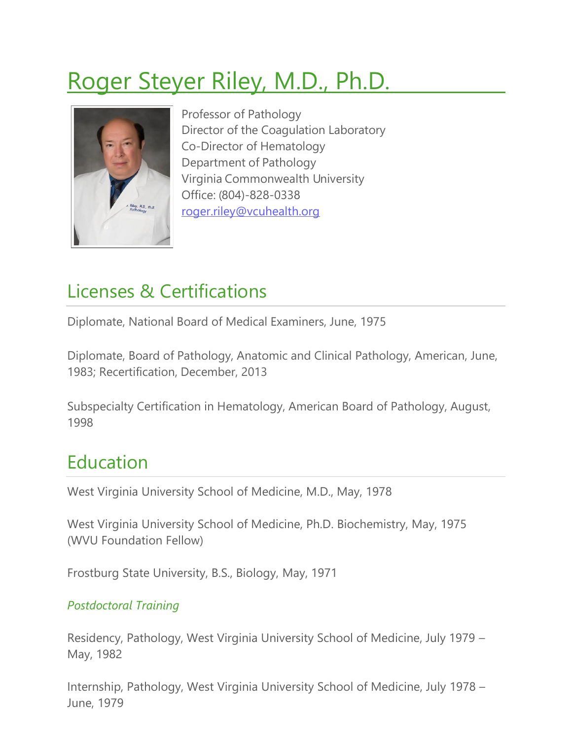# Roger Steyer Riley, M.D., Ph.D.

Professor of Pathology
Director of the Coagulation Laboratory
Co-Director of Hematology
Department of Pathology
Virginia Commonwealth University
Office: (804)-828-0338
roger.riley@vcuhealth.org

## Licenses & Certifications

Diplomate, National Board of Medical Examiners, June, 1975

Diplomate, Board of Pathology, Anatomic and Clinical Pathology, American, June, 1983; Recertification, December, 2013

Subspecialty Certification in Hematology, American Board of Pathology, August, 1998

## Education

West Virginia University School of Medicine, M.D., May, 1978

West Virginia University School of Medicine, Ph.D. Biochemistry, May, 1975 (WVU Foundation Fellow)

Frostburg State University, B.S., Biology, May, 1971

### *Postdoctoral Training*

Residency, Pathology, West Virginia University School of Medicine, July 1979 – May, 1982

Internship, Pathology, West Virginia University School of Medicine, July 1978 – June, 1979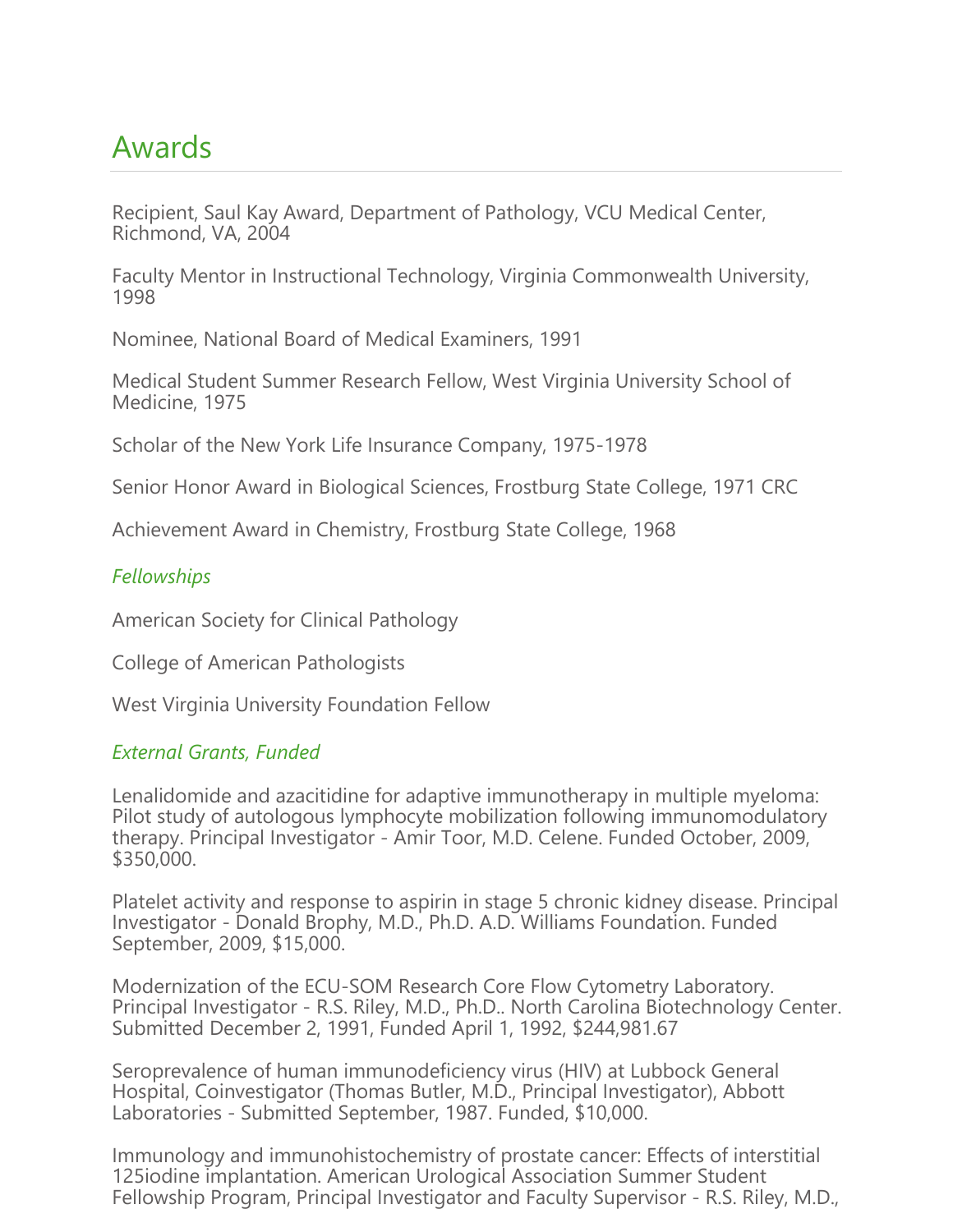# Awards

Recipient, Saul Kay Award, Department of Pathology, VCU Medical Center, Richmond, VA, 2004

Faculty Mentor in Instructional Technology, Virginia Commonwealth University, 1998

Nominee, National Board of Medical Examiners, 1991

Medical Student Summer Research Fellow, West Virginia University School of Medicine, 1975

Scholar of the New York Life Insurance Company, 1975-1978

Senior Honor Award in Biological Sciences, Frostburg State College, 1971 CRC

Achievement Award in Chemistry, Frostburg State College, 1968

### *Fellowships*

American Society for Clinical Pathology

College of American Pathologists

West Virginia University Foundation Fellow

### *External Grants, Funded*

Lenalidomide and azacitidine for adaptive immunotherapy in multiple myeloma: Pilot study of autologous lymphocyte mobilization following immunomodulatory therapy. Principal Investigator - Amir Toor, M.D. Celene. Funded October, 2009, $350,000.

Platelet activity and response to aspirin in stage 5 chronic kidney disease. Principal Investigator - Donald Brophy, M.D., Ph.D. A.D. Williams Foundation. Funded September, 2009, $15,000.

Modernization of the ECU-SOM Research Core Flow Cytometry Laboratory. Principal Investigator - R.S. Riley, M.D., Ph.D.. North Carolina Biotechnology Center. Submitted December 2, 1991, Funded April 1, 1992, $244,981.67

Seroprevalence of human immunodeficiency virus (HIV) at Lubbock General Hospital, Coinvestigator (Thomas Butler, M.D., Principal Investigator), Abbott Laboratories - Submitted September, 1987. Funded, $10,000.

Immunology and immunohistochemistry of prostate cancer: Effects of interstitial 125iodine implantation. American Urological Association Summer Student Fellowship Program, Principal Investigator and Faculty Supervisor - R.S. Riley, M.D.,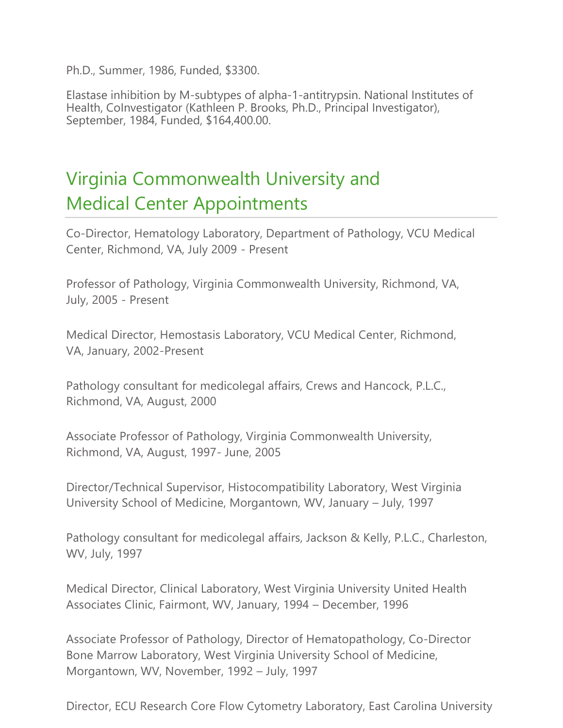Ph.D., Summer, 1986, Funded, $3300.

Elastase inhibition by M-subtypes of alpha-1-antitrypsin. National Institutes of Health, CoInvestigator (Kathleen P. Brooks, Ph.D., Principal Investigator), September, 1984, Funded, $164,400.00.

## Virginia Commonwealth University and Medical Center Appointments

Co-Director, Hematology Laboratory, Department of Pathology, VCU Medical Center, Richmond, VA, July 2009 - Present

Professor of Pathology, Virginia Commonwealth University, Richmond, VA, July, 2005 - Present

Medical Director, Hemostasis Laboratory, VCU Medical Center, Richmond, VA, January, 2002-Present

Pathology consultant for medicolegal affairs, Crews and Hancock, P.L.C., Richmond, VA, August, 2000

Associate Professor of Pathology, Virginia Commonwealth University, Richmond, VA, August, 1997- June, 2005

Director/Technical Supervisor, Histocompatibility Laboratory, West Virginia University School of Medicine, Morgantown, WV, January – July, 1997

Pathology consultant for medicolegal affairs, Jackson & Kelly, P.L.C., Charleston, WV, July, 1997

Medical Director, Clinical Laboratory, West Virginia University United Health Associates Clinic, Fairmont, WV, January, 1994 – December, 1996

Associate Professor of Pathology, Director of Hematopathology, Co-Director Bone Marrow Laboratory, West Virginia University School of Medicine, Morgantown, WV, November, 1992 – July, 1997

Director, ECU Research Core Flow Cytometry Laboratory, East Carolina University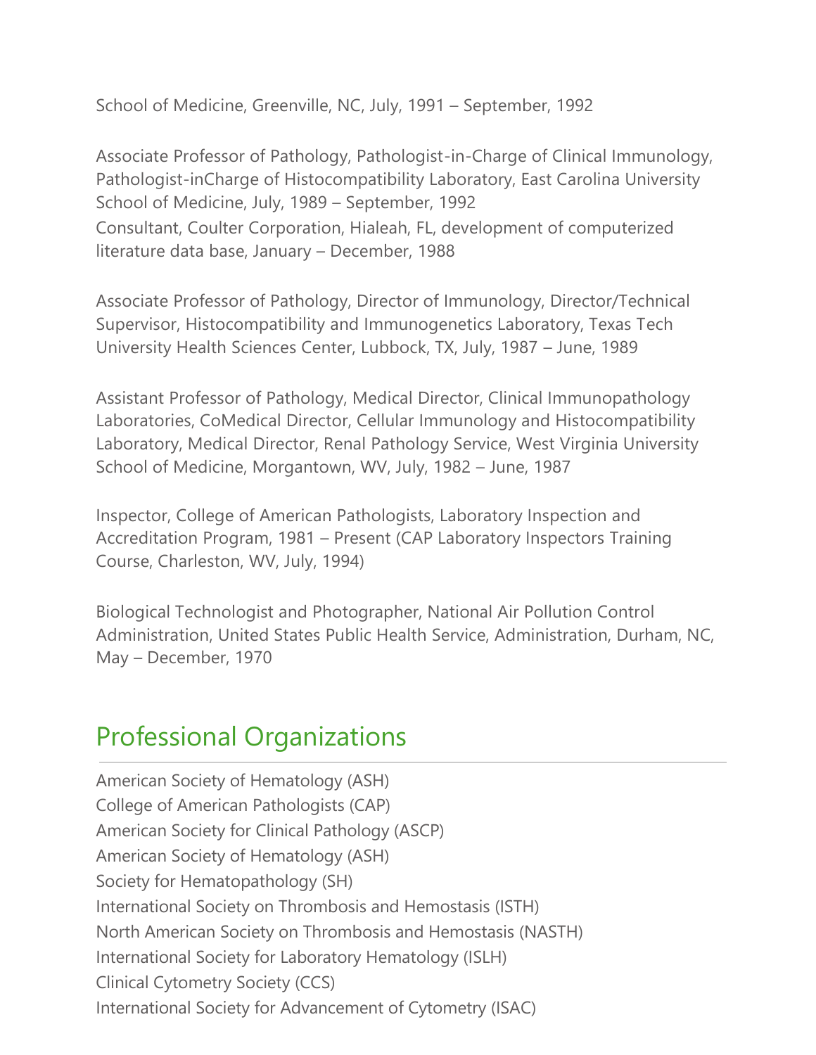School of Medicine, Greenville, NC, July, 1991 – September, 1992

Associate Professor of Pathology, Pathologist-in-Charge of Clinical Immunology, Pathologist-inCharge of Histocompatibility Laboratory, East Carolina University School of Medicine, July, 1989 – September, 1992
Consultant, Coulter Corporation, Hialeah, FL, development of computerized literature data base, January – December, 1988

Associate Professor of Pathology, Director of Immunology, Director/Technical Supervisor, Histocompatibility and Immunogenetics Laboratory, Texas Tech University Health Sciences Center, Lubbock, TX, July, 1987 – June, 1989

Assistant Professor of Pathology, Medical Director, Clinical Immunopathology Laboratories, CoMedical Director, Cellular Immunology and Histocompatibility Laboratory, Medical Director, Renal Pathology Service, West Virginia University School of Medicine, Morgantown, WV, July, 1982 – June, 1987

Inspector, College of American Pathologists, Laboratory Inspection and Accreditation Program, 1981 – Present (CAP Laboratory Inspectors Training Course, Charleston, WV, July, 1994)

Biological Technologist and Photographer, National Air Pollution Control Administration, United States Public Health Service, Administration, Durham, NC, May – December, 1970

## Professional Organizations

American Society of Hematology (ASH)
College of American Pathologists (CAP)
American Society for Clinical Pathology (ASCP)
American Society of Hematology (ASH)
Society for Hematopathology (SH)
International Society on Thrombosis and Hemostasis (ISTH)
North American Society on Thrombosis and Hemostasis (NASTH)
International Society for Laboratory Hematology (ISLH)
Clinical Cytometry Society (CCS)
International Society for Advancement of Cytometry (ISAC)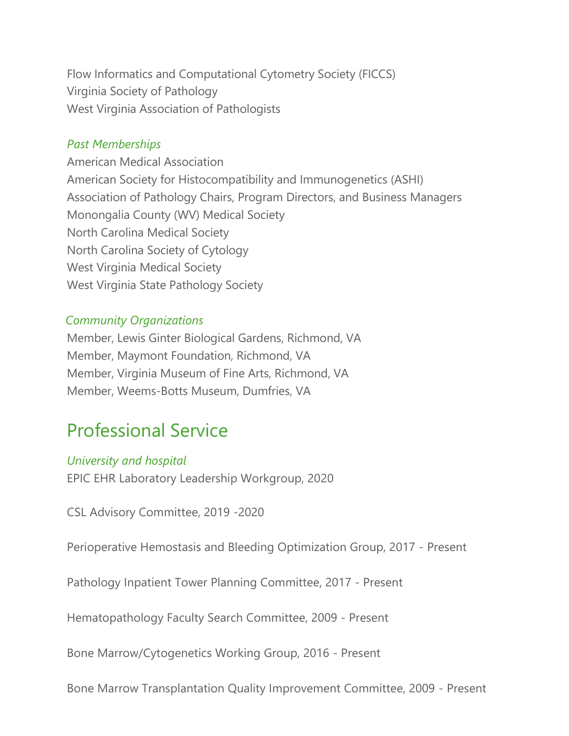Flow Informatics and Computational Cytometry Society (FICCS)
Virginia Society of Pathology
West Virginia Association of Pathologists

*Past Memberships*

American Medical Association
American Society for Histocompatibility and Immunogenetics (ASHI)
Association of Pathology Chairs, Program Directors, and Business Managers
Monongalia County (WV) Medical Society
North Carolina Medical Society
North Carolina Society of Cytology
West Virginia Medical Society
West Virginia State Pathology Society

*Community Organizations*

Member, Lewis Ginter Biological Gardens, Richmond, VA
Member, Maymont Foundation, Richmond, VA
Member, Virginia Museum of Fine Arts, Richmond, VA
Member, Weems-Botts Museum, Dumfries, VA

## Professional Service

*University and hospital*

EPIC EHR Laboratory Leadership Workgroup, 2020

CSL Advisory Committee, 2019 -2020

Perioperative Hemostasis and Bleeding Optimization Group, 2017 - Present

Pathology Inpatient Tower Planning Committee, 2017 - Present

Hematopathology Faculty Search Committee, 2009 - Present

Bone Marrow/Cytogenetics Working Group, 2016 - Present

Bone Marrow Transplantation Quality Improvement Committee, 2009 - Present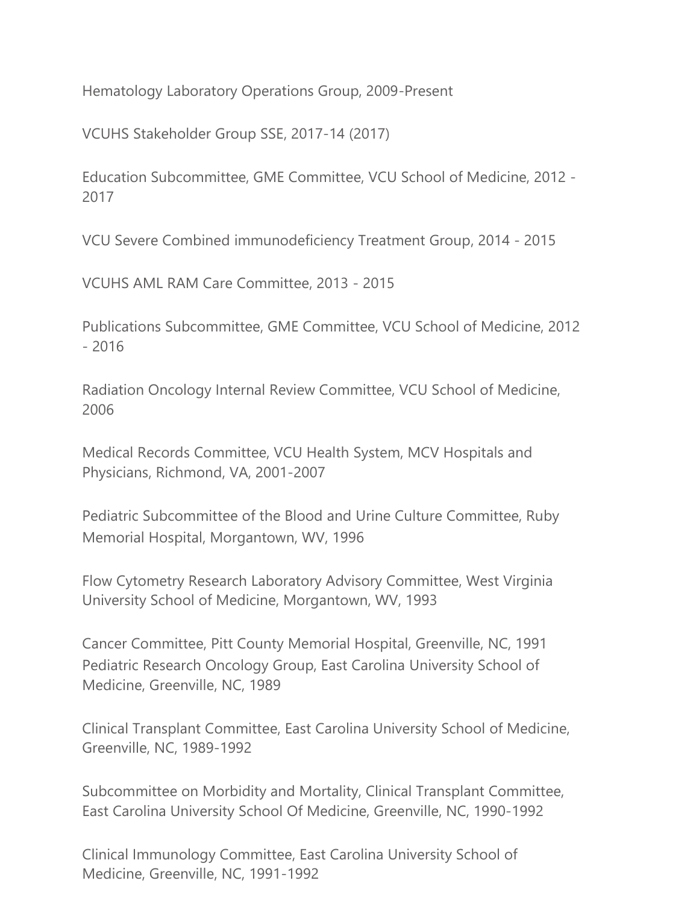Hematology Laboratory Operations Group, 2009-Present

VCUHS Stakeholder Group SSE, 2017-14 (2017)

Education Subcommittee, GME Committee, VCU School of Medicine, 2012 - 2017

VCU Severe Combined immunodeficiency Treatment Group, 2014 - 2015

VCUHS AML RAM Care Committee, 2013 - 2015

Publications Subcommittee, GME Committee, VCU School of Medicine, 2012 - 2016

Radiation Oncology Internal Review Committee, VCU School of Medicine, 2006

Medical Records Committee, VCU Health System, MCV Hospitals and Physicians, Richmond, VA, 2001-2007

Pediatric Subcommittee of the Blood and Urine Culture Committee, Ruby Memorial Hospital, Morgantown, WV, 1996

Flow Cytometry Research Laboratory Advisory Committee, West Virginia University School of Medicine, Morgantown, WV, 1993

Cancer Committee, Pitt County Memorial Hospital, Greenville, NC, 1991

Pediatric Research Oncology Group, East Carolina University School of Medicine, Greenville, NC, 1989

Clinical Transplant Committee, East Carolina University School of Medicine, Greenville, NC, 1989-1992

Subcommittee on Morbidity and Mortality, Clinical Transplant Committee, East Carolina University School Of Medicine, Greenville, NC, 1990-1992

Clinical Immunology Committee, East Carolina University School of Medicine, Greenville, NC, 1991-1992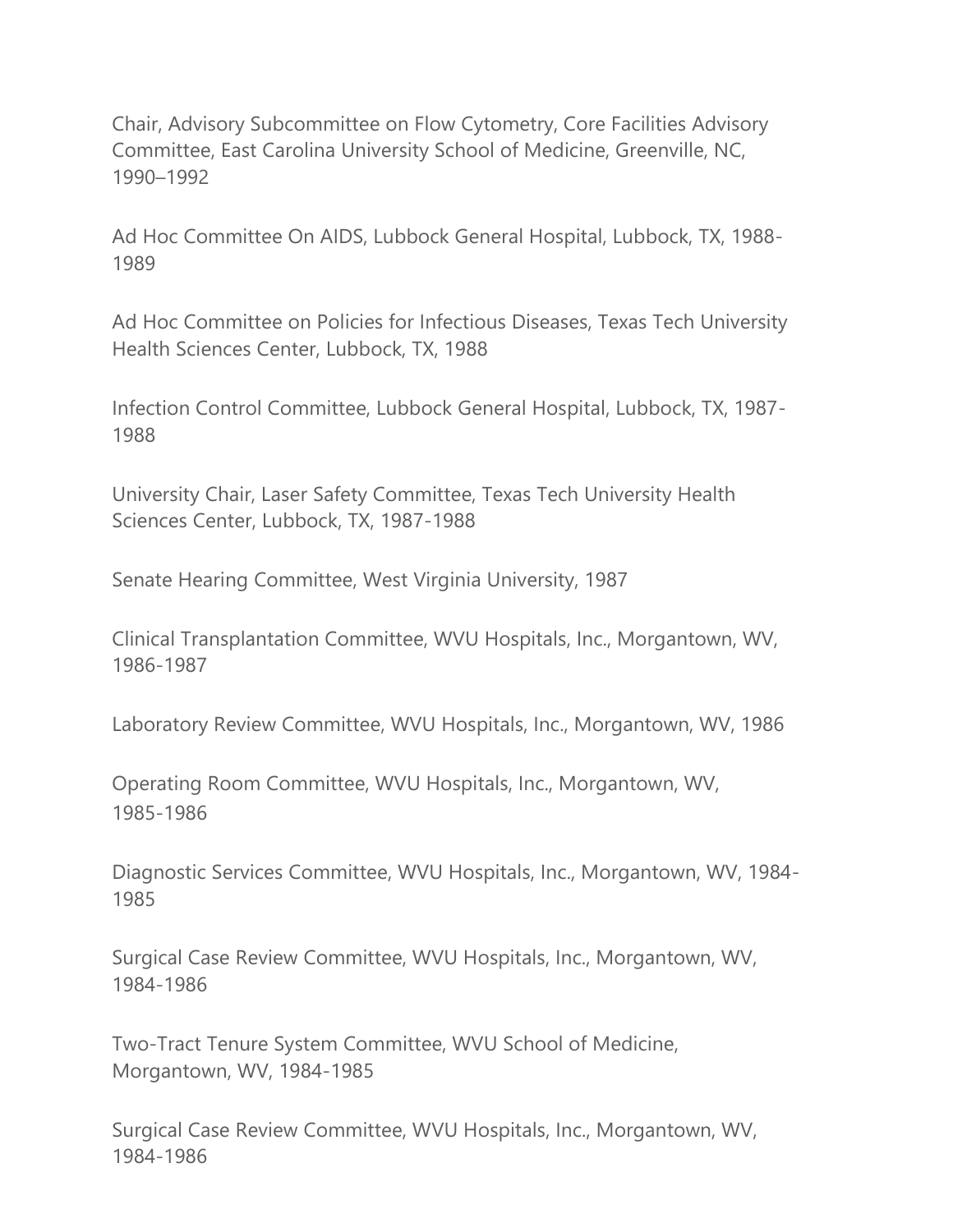Chair, Advisory Subcommittee on Flow Cytometry, Core Facilities Advisory Committee, East Carolina University School of Medicine, Greenville, NC, 1990–1992

Ad Hoc Committee On AIDS, Lubbock General Hospital, Lubbock, TX, 1988-1989

Ad Hoc Committee on Policies for Infectious Diseases, Texas Tech University Health Sciences Center, Lubbock, TX, 1988

Infection Control Committee, Lubbock General Hospital, Lubbock, TX, 1987-1988

University Chair, Laser Safety Committee, Texas Tech University Health Sciences Center, Lubbock, TX, 1987-1988

Senate Hearing Committee, West Virginia University, 1987

Clinical Transplantation Committee, WVU Hospitals, Inc., Morgantown, WV, 1986-1987

Laboratory Review Committee, WVU Hospitals, Inc., Morgantown, WV, 1986

Operating Room Committee, WVU Hospitals, Inc., Morgantown, WV, 1985-1986

Diagnostic Services Committee, WVU Hospitals, Inc., Morgantown, WV, 1984-1985

Surgical Case Review Committee, WVU Hospitals, Inc., Morgantown, WV, 1984-1986

Two-Tract Tenure System Committee, WVU School of Medicine, Morgantown, WV, 1984-1985

Surgical Case Review Committee, WVU Hospitals, Inc., Morgantown, WV, 1984-1986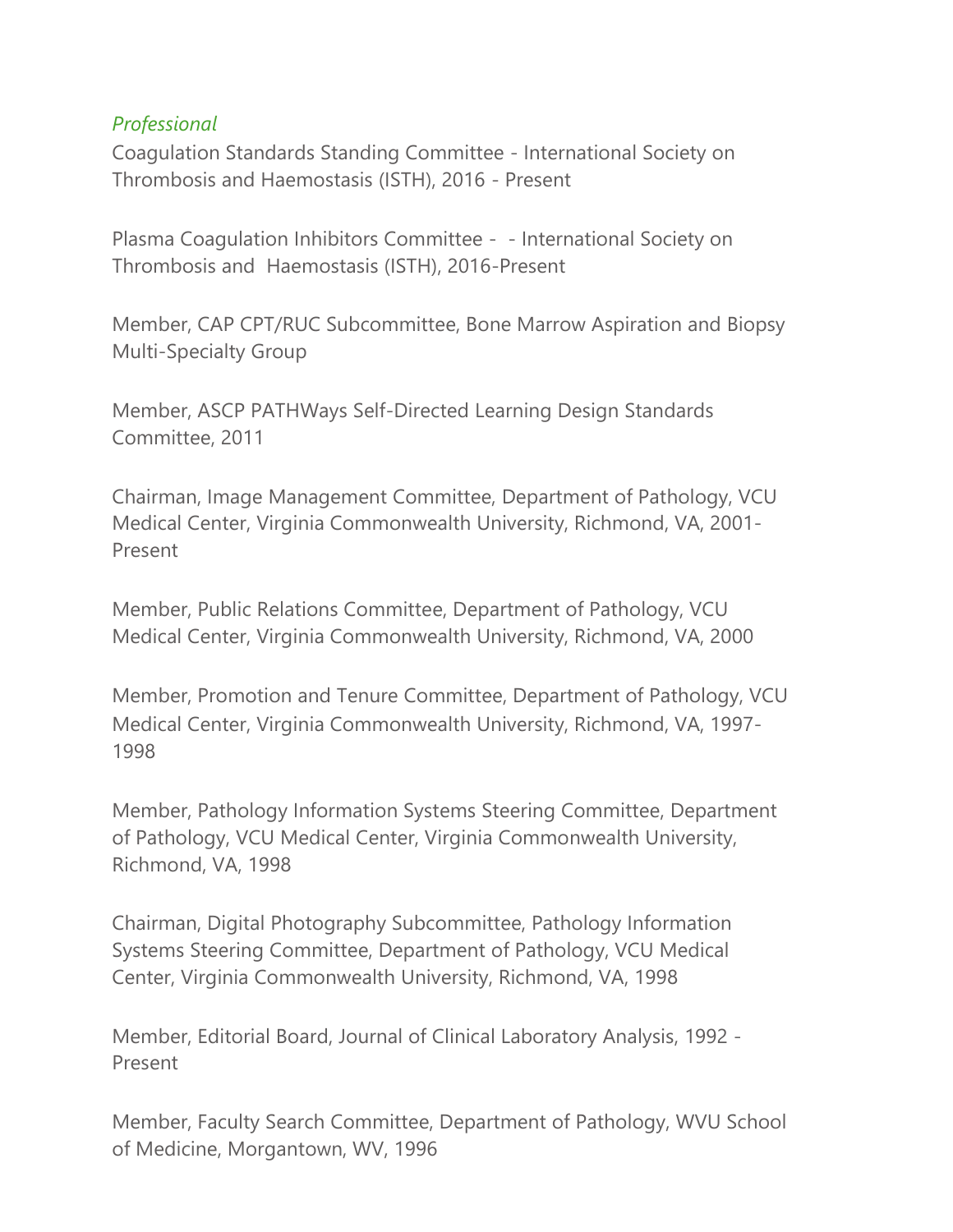*Professional*

Coagulation Standards Standing Committee - International Society on Thrombosis and Haemostasis (ISTH), 2016 - Present

Plasma Coagulation Inhibitors Committee - - International Society on Thrombosis and Haemostasis (ISTH), 2016-Present

Member, CAP CPT/RUC Subcommittee, Bone Marrow Aspiration and Biopsy Multi-Specialty Group

Member, ASCP PATHWays Self-Directed Learning Design Standards Committee, 2011

Chairman, Image Management Committee, Department of Pathology, VCU Medical Center, Virginia Commonwealth University, Richmond, VA, 2001-Present

Member, Public Relations Committee, Department of Pathology, VCU Medical Center, Virginia Commonwealth University, Richmond, VA, 2000

Member, Promotion and Tenure Committee, Department of Pathology, VCU Medical Center, Virginia Commonwealth University, Richmond, VA, 1997-1998

Member, Pathology Information Systems Steering Committee, Department of Pathology, VCU Medical Center, Virginia Commonwealth University, Richmond, VA, 1998

Chairman, Digital Photography Subcommittee, Pathology Information Systems Steering Committee, Department of Pathology, VCU Medical Center, Virginia Commonwealth University, Richmond, VA, 1998

Member, Editorial Board, Journal of Clinical Laboratory Analysis, 1992 - Present

Member, Faculty Search Committee, Department of Pathology, WVU School of Medicine, Morgantown, WV, 1996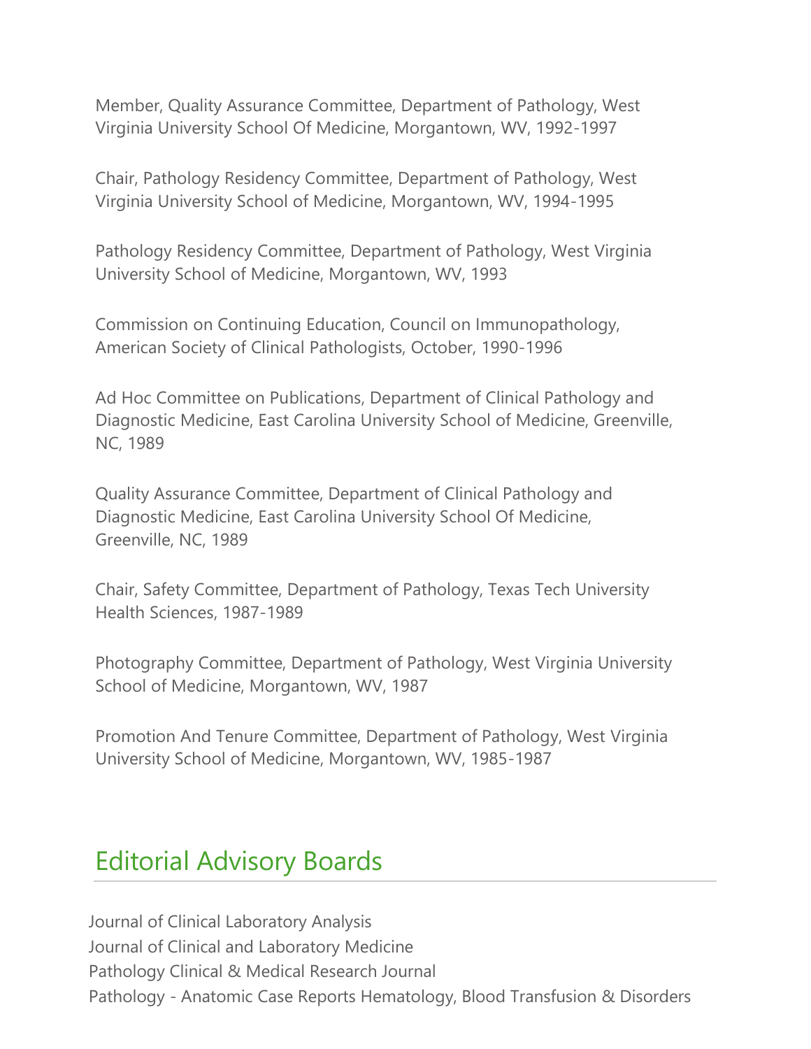Member, Quality Assurance Committee, Department of Pathology, West Virginia University School Of Medicine, Morgantown, WV, 1992-1997

Chair, Pathology Residency Committee, Department of Pathology, West Virginia University School of Medicine, Morgantown, WV, 1994-1995

Pathology Residency Committee, Department of Pathology, West Virginia University School of Medicine, Morgantown, WV, 1993

Commission on Continuing Education, Council on Immunopathology, American Society of Clinical Pathologists, October, 1990-1996

Ad Hoc Committee on Publications, Department of Clinical Pathology and Diagnostic Medicine, East Carolina University School of Medicine, Greenville, NC, 1989

Quality Assurance Committee, Department of Clinical Pathology and Diagnostic Medicine, East Carolina University School Of Medicine, Greenville, NC, 1989

Chair, Safety Committee, Department of Pathology, Texas Tech University Health Sciences, 1987-1989

Photography Committee, Department of Pathology, West Virginia University School of Medicine, Morgantown, WV, 1987

Promotion And Tenure Committee, Department of Pathology, West Virginia University School of Medicine, Morgantown, WV, 1985-1987

## Editorial Advisory Boards

Journal of Clinical Laboratory Analysis
Journal of Clinical and Laboratory Medicine
Pathology Clinical & Medical Research Journal
Pathology - Anatomic Case Reports Hematology, Blood Transfusion & Disorders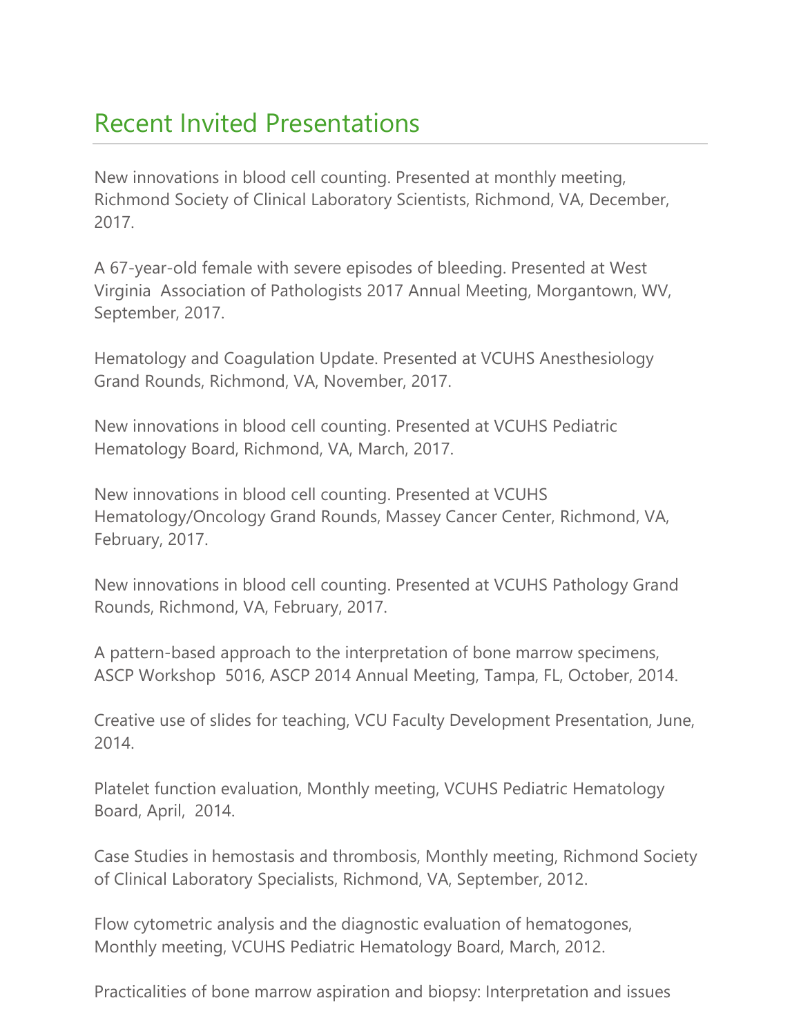## Recent Invited Presentations

New innovations in blood cell counting. Presented at monthly meeting, Richmond Society of Clinical Laboratory Scientists, Richmond, VA, December, 2017.

A 67-year-old female with severe episodes of bleeding. Presented at West Virginia Association of Pathologists 2017 Annual Meeting, Morgantown, WV, September, 2017.

Hematology and Coagulation Update. Presented at VCUHS Anesthesiology Grand Rounds, Richmond, VA, November, 2017.

New innovations in blood cell counting. Presented at VCUHS Pediatric Hematology Board, Richmond, VA, March, 2017.

New innovations in blood cell counting. Presented at VCUHS Hematology/Oncology Grand Rounds, Massey Cancer Center, Richmond, VA, February, 2017.

New innovations in blood cell counting. Presented at VCUHS Pathology Grand Rounds, Richmond, VA, February, 2017.

A pattern-based approach to the interpretation of bone marrow specimens, ASCP Workshop 5016, ASCP 2014 Annual Meeting, Tampa, FL, October, 2014.

Creative use of slides for teaching, VCU Faculty Development Presentation, June, 2014.

Platelet function evaluation, Monthly meeting, VCUHS Pediatric Hematology Board, April, 2014.

Case Studies in hemostasis and thrombosis, Monthly meeting, Richmond Society of Clinical Laboratory Specialists, Richmond, VA, September, 2012.

Flow cytometric analysis and the diagnostic evaluation of hematogones, Monthly meeting, VCUHS Pediatric Hematology Board, March, 2012.

Practicalities of bone marrow aspiration and biopsy: Interpretation and issues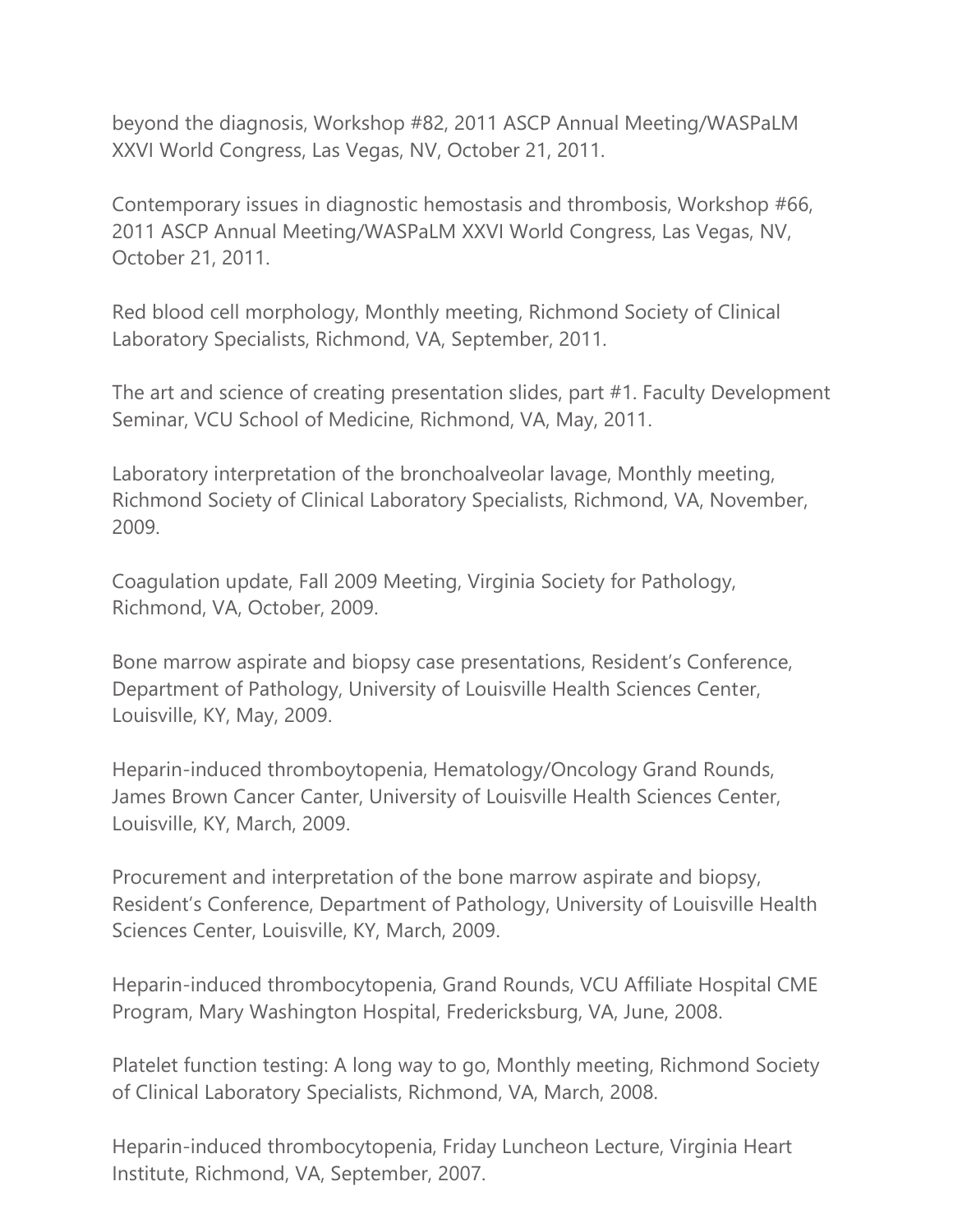beyond the diagnosis, Workshop #82, 2011 ASCP Annual Meeting/WASPaLM XXVI World Congress, Las Vegas, NV, October 21, 2011.

Contemporary issues in diagnostic hemostasis and thrombosis, Workshop #66, 2011 ASCP Annual Meeting/WASPaLM XXVI World Congress, Las Vegas, NV, October 21, 2011.

Red blood cell morphology, Monthly meeting, Richmond Society of Clinical Laboratory Specialists, Richmond, VA, September, 2011.

The art and science of creating presentation slides, part #1. Faculty Development Seminar, VCU School of Medicine, Richmond, VA, May, 2011.

Laboratory interpretation of the bronchoalveolar lavage, Monthly meeting, Richmond Society of Clinical Laboratory Specialists, Richmond, VA, November, 2009.

Coagulation update, Fall 2009 Meeting, Virginia Society for Pathology, Richmond, VA, October, 2009.

Bone marrow aspirate and biopsy case presentations, Resident's Conference, Department of Pathology, University of Louisville Health Sciences Center, Louisville, KY, May, 2009.

Heparin-induced thromboytopenia, Hematology/Oncology Grand Rounds, James Brown Cancer Canter, University of Louisville Health Sciences Center, Louisville, KY, March, 2009.

Procurement and interpretation of the bone marrow aspirate and biopsy, Resident's Conference, Department of Pathology, University of Louisville Health Sciences Center, Louisville, KY, March, 2009.

Heparin-induced thrombocytopenia, Grand Rounds, VCU Affiliate Hospital CME Program, Mary Washington Hospital, Fredericksburg, VA, June, 2008.

Platelet function testing: A long way to go, Monthly meeting, Richmond Society of Clinical Laboratory Specialists, Richmond, VA, March, 2008.

Heparin-induced thrombocytopenia, Friday Luncheon Lecture, Virginia Heart Institute, Richmond, VA, September, 2007.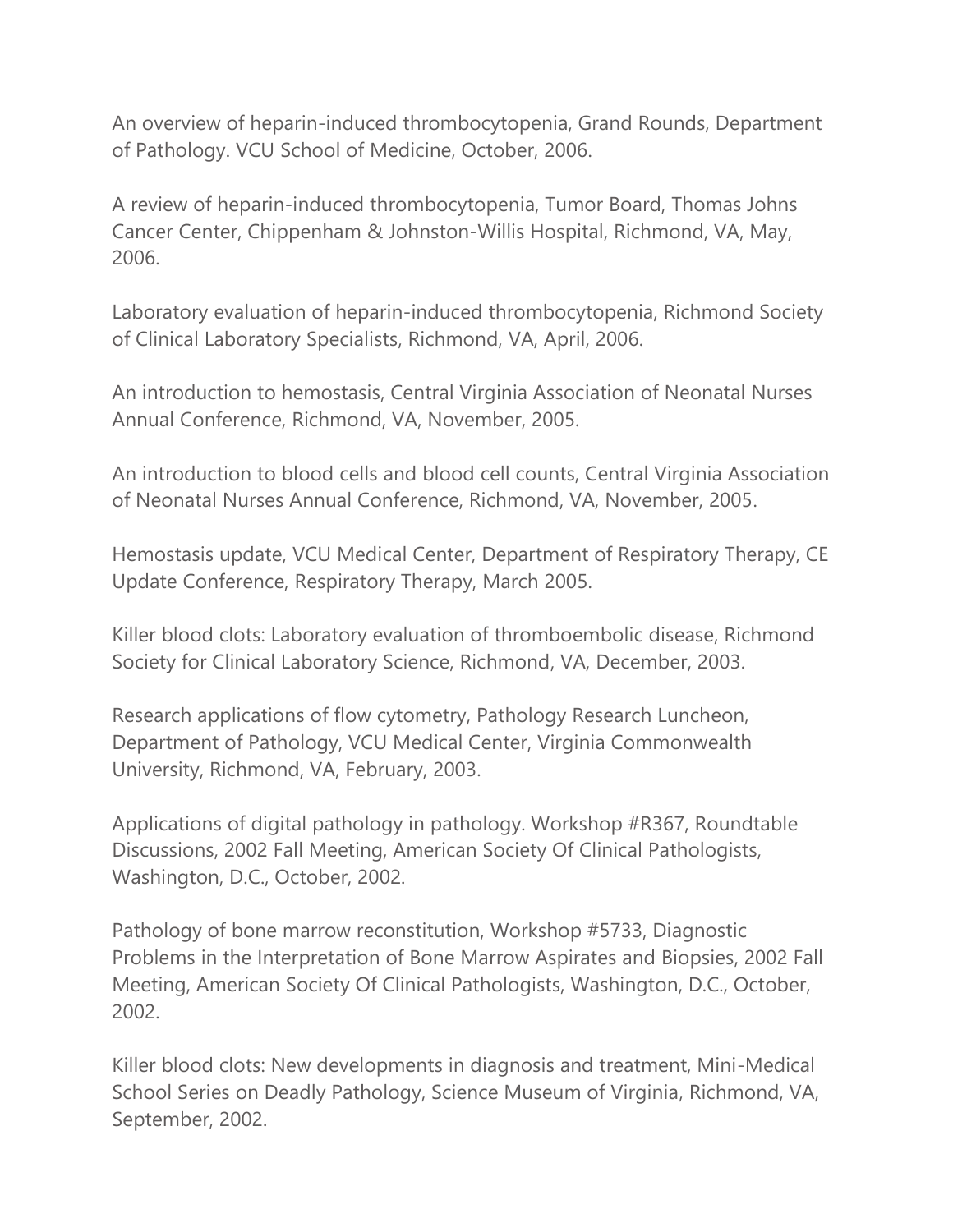An overview of heparin-induced thrombocytopenia, Grand Rounds, Department of Pathology. VCU School of Medicine, October, 2006.

A review of heparin-induced thrombocytopenia, Tumor Board, Thomas Johns Cancer Center, Chippenham & Johnston-Willis Hospital, Richmond, VA, May, 2006.

Laboratory evaluation of heparin-induced thrombocytopenia, Richmond Society of Clinical Laboratory Specialists, Richmond, VA, April, 2006.

An introduction to hemostasis, Central Virginia Association of Neonatal Nurses Annual Conference, Richmond, VA, November, 2005.

An introduction to blood cells and blood cell counts, Central Virginia Association of Neonatal Nurses Annual Conference, Richmond, VA, November, 2005.

Hemostasis update, VCU Medical Center, Department of Respiratory Therapy, CE Update Conference, Respiratory Therapy, March 2005.

Killer blood clots: Laboratory evaluation of thromboembolic disease, Richmond Society for Clinical Laboratory Science, Richmond, VA, December, 2003.

Research applications of flow cytometry, Pathology Research Luncheon, Department of Pathology, VCU Medical Center, Virginia Commonwealth University, Richmond, VA, February, 2003.

Applications of digital pathology in pathology. Workshop #R367, Roundtable Discussions, 2002 Fall Meeting, American Society Of Clinical Pathologists, Washington, D.C., October, 2002.

Pathology of bone marrow reconstitution, Workshop #5733, Diagnostic Problems in the Interpretation of Bone Marrow Aspirates and Biopsies, 2002 Fall Meeting, American Society Of Clinical Pathologists, Washington, D.C., October, 2002.

Killer blood clots: New developments in diagnosis and treatment, Mini-Medical School Series on Deadly Pathology, Science Museum of Virginia, Richmond, VA, September, 2002.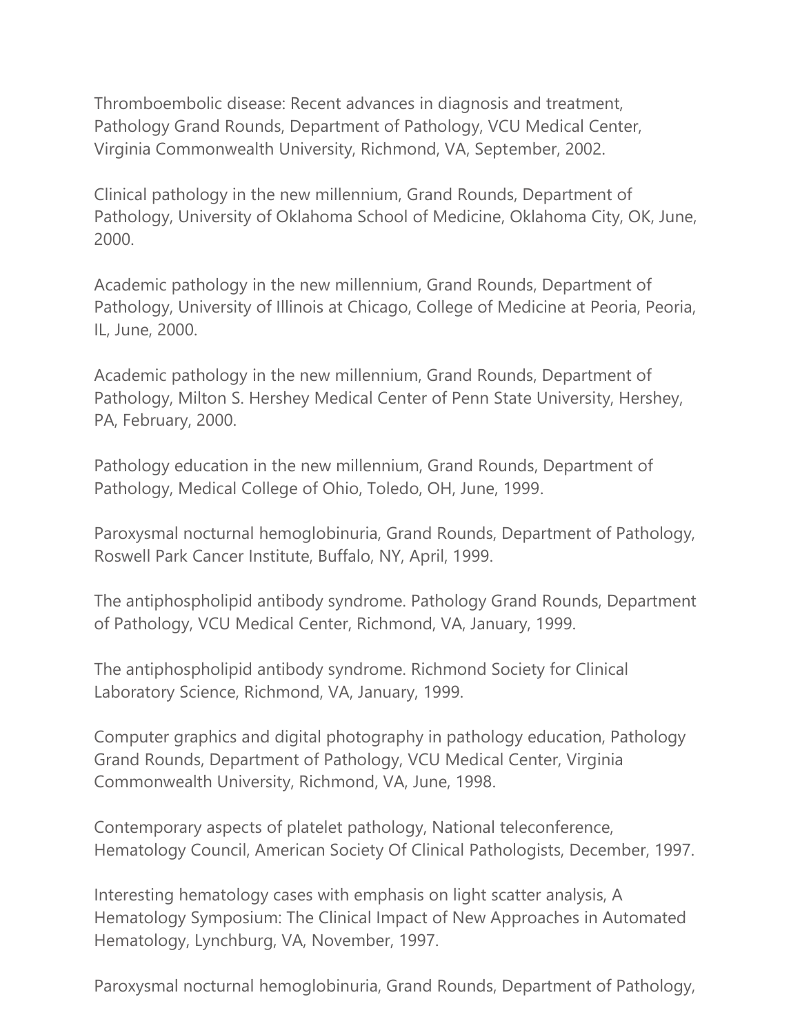Thromboembolic disease: Recent advances in diagnosis and treatment, Pathology Grand Rounds, Department of Pathology, VCU Medical Center, Virginia Commonwealth University, Richmond, VA, September, 2002.

Clinical pathology in the new millennium, Grand Rounds, Department of Pathology, University of Oklahoma School of Medicine, Oklahoma City, OK, June, 2000.

Academic pathology in the new millennium, Grand Rounds, Department of Pathology, University of Illinois at Chicago, College of Medicine at Peoria, Peoria, IL, June, 2000.

Academic pathology in the new millennium, Grand Rounds, Department of Pathology, Milton S. Hershey Medical Center of Penn State University, Hershey, PA, February, 2000.

Pathology education in the new millennium, Grand Rounds, Department of Pathology, Medical College of Ohio, Toledo, OH, June, 1999.

Paroxysmal nocturnal hemoglobinuria, Grand Rounds, Department of Pathology, Roswell Park Cancer Institute, Buffalo, NY, April, 1999.

The antiphospholipid antibody syndrome. Pathology Grand Rounds, Department of Pathology, VCU Medical Center, Richmond, VA, January, 1999.

The antiphospholipid antibody syndrome. Richmond Society for Clinical Laboratory Science, Richmond, VA, January, 1999.

Computer graphics and digital photography in pathology education, Pathology Grand Rounds, Department of Pathology, VCU Medical Center, Virginia Commonwealth University, Richmond, VA, June, 1998.

Contemporary aspects of platelet pathology, National teleconference, Hematology Council, American Society Of Clinical Pathologists, December, 1997.

Interesting hematology cases with emphasis on light scatter analysis, A Hematology Symposium: The Clinical Impact of New Approaches in Automated Hematology, Lynchburg, VA, November, 1997.

Paroxysmal nocturnal hemoglobinuria, Grand Rounds, Department of Pathology,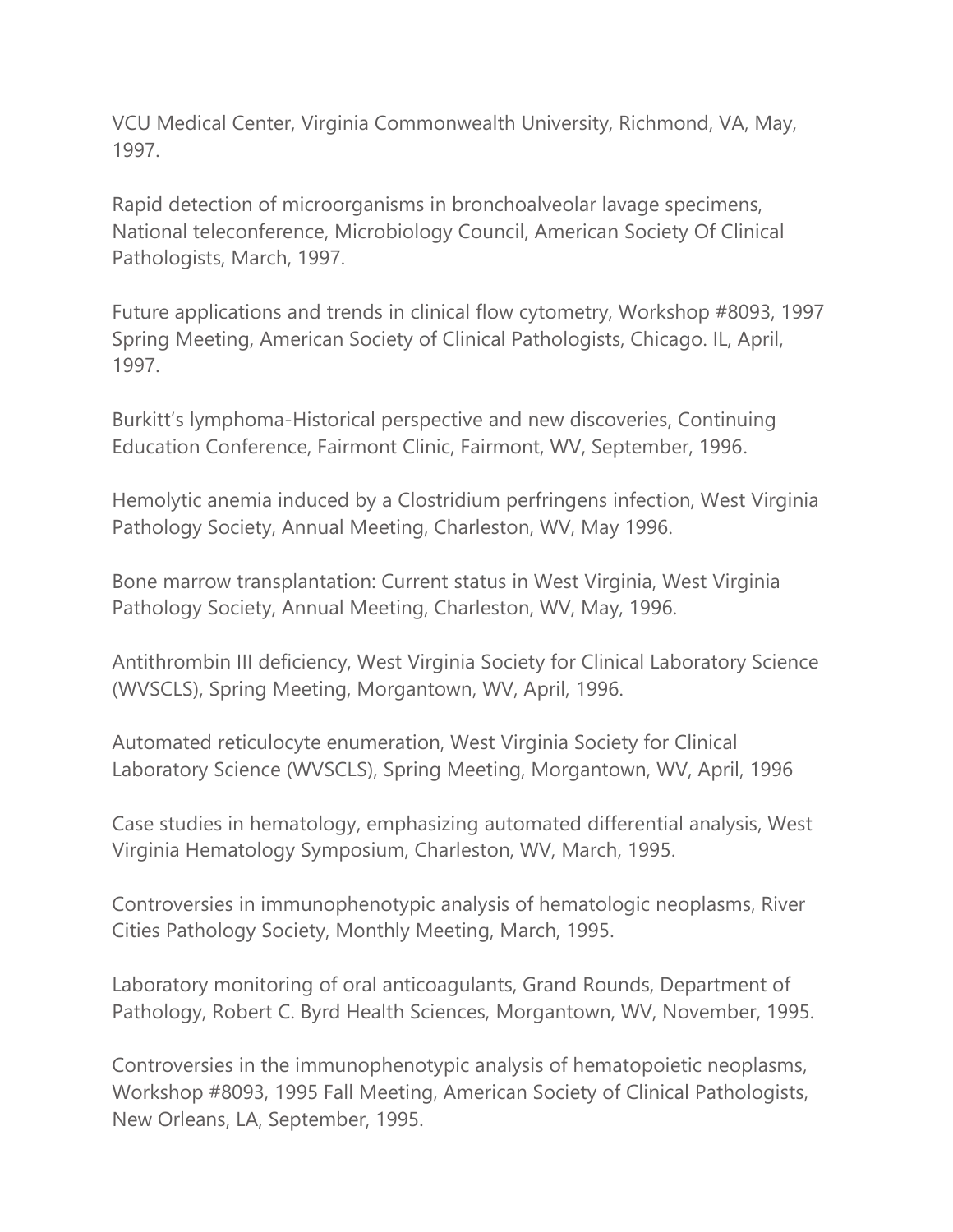VCU Medical Center, Virginia Commonwealth University, Richmond, VA, May, 1997.

Rapid detection of microorganisms in bronchoalveolar lavage specimens, National teleconference, Microbiology Council, American Society Of Clinical Pathologists, March, 1997.

Future applications and trends in clinical flow cytometry, Workshop #8093, 1997 Spring Meeting, American Society of Clinical Pathologists, Chicago. IL, April, 1997.

Burkitt's lymphoma-Historical perspective and new discoveries, Continuing Education Conference, Fairmont Clinic, Fairmont, WV, September, 1996.

Hemolytic anemia induced by a Clostridium perfringens infection, West Virginia Pathology Society, Annual Meeting, Charleston, WV, May 1996.

Bone marrow transplantation: Current status in West Virginia, West Virginia Pathology Society, Annual Meeting, Charleston, WV, May, 1996.

Antithrombin III deficiency, West Virginia Society for Clinical Laboratory Science (WVSCLS), Spring Meeting, Morgantown, WV, April, 1996.

Automated reticulocyte enumeration, West Virginia Society for Clinical Laboratory Science (WVSCLS), Spring Meeting, Morgantown, WV, April, 1996

Case studies in hematology, emphasizing automated differential analysis, West Virginia Hematology Symposium, Charleston, WV, March, 1995.

Controversies in immunophenotypic analysis of hematologic neoplasms, River Cities Pathology Society, Monthly Meeting, March, 1995.

Laboratory monitoring of oral anticoagulants, Grand Rounds, Department of Pathology, Robert C. Byrd Health Sciences, Morgantown, WV, November, 1995.

Controversies in the immunophenotypic analysis of hematopoietic neoplasms, Workshop #8093, 1995 Fall Meeting, American Society of Clinical Pathologists, New Orleans, LA, September, 1995.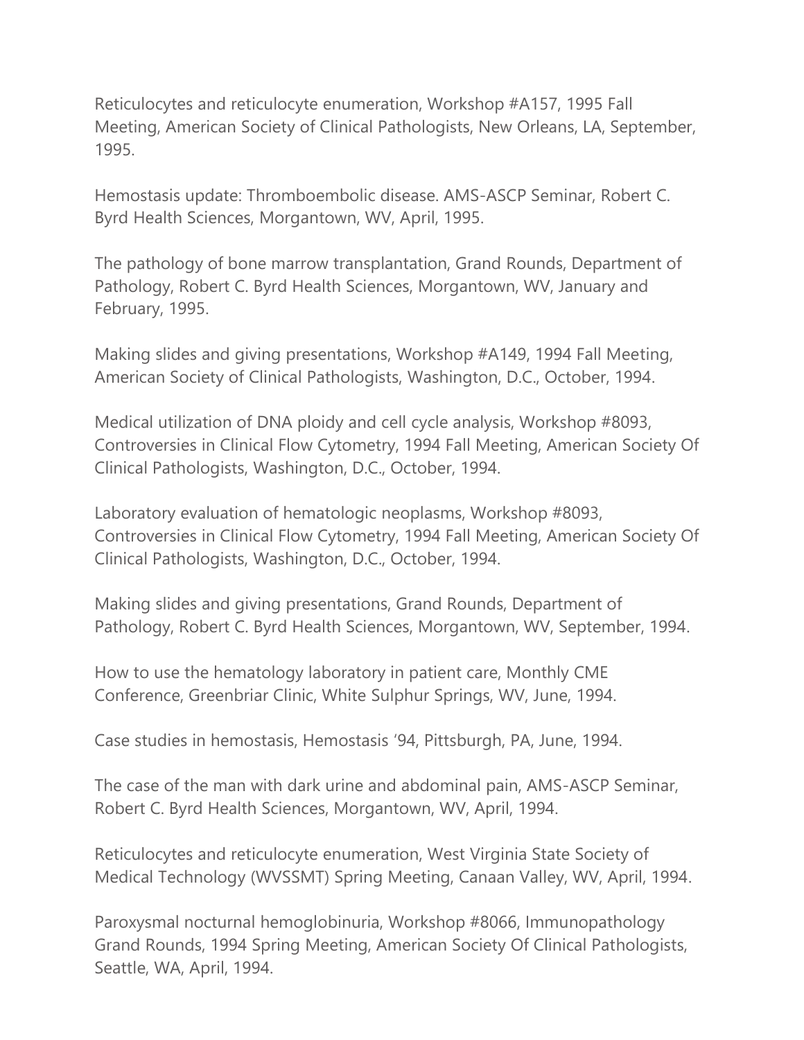Reticulocytes and reticulocyte enumeration, Workshop #A157, 1995 Fall Meeting, American Society of Clinical Pathologists, New Orleans, LA, September, 1995.

Hemostasis update: Thromboembolic disease. AMS-ASCP Seminar, Robert C. Byrd Health Sciences, Morgantown, WV, April, 1995.

The pathology of bone marrow transplantation, Grand Rounds, Department of Pathology, Robert C. Byrd Health Sciences, Morgantown, WV, January and February, 1995.

Making slides and giving presentations, Workshop #A149, 1994 Fall Meeting, American Society of Clinical Pathologists, Washington, D.C., October, 1994.

Medical utilization of DNA ploidy and cell cycle analysis, Workshop #8093, Controversies in Clinical Flow Cytometry, 1994 Fall Meeting, American Society Of Clinical Pathologists, Washington, D.C., October, 1994.

Laboratory evaluation of hematologic neoplasms, Workshop #8093, Controversies in Clinical Flow Cytometry, 1994 Fall Meeting, American Society Of Clinical Pathologists, Washington, D.C., October, 1994.

Making slides and giving presentations, Grand Rounds, Department of Pathology, Robert C. Byrd Health Sciences, Morgantown, WV, September, 1994.

How to use the hematology laboratory in patient care, Monthly CME Conference, Greenbriar Clinic, White Sulphur Springs, WV, June, 1994.

Case studies in hemostasis, Hemostasis '94, Pittsburgh, PA, June, 1994.

The case of the man with dark urine and abdominal pain, AMS-ASCP Seminar, Robert C. Byrd Health Sciences, Morgantown, WV, April, 1994.

Reticulocytes and reticulocyte enumeration, West Virginia State Society of Medical Technology (WVSSMT) Spring Meeting, Canaan Valley, WV, April, 1994.

Paroxysmal nocturnal hemoglobinuria, Workshop #8066, Immunopathology Grand Rounds, 1994 Spring Meeting, American Society Of Clinical Pathologists, Seattle, WA, April, 1994.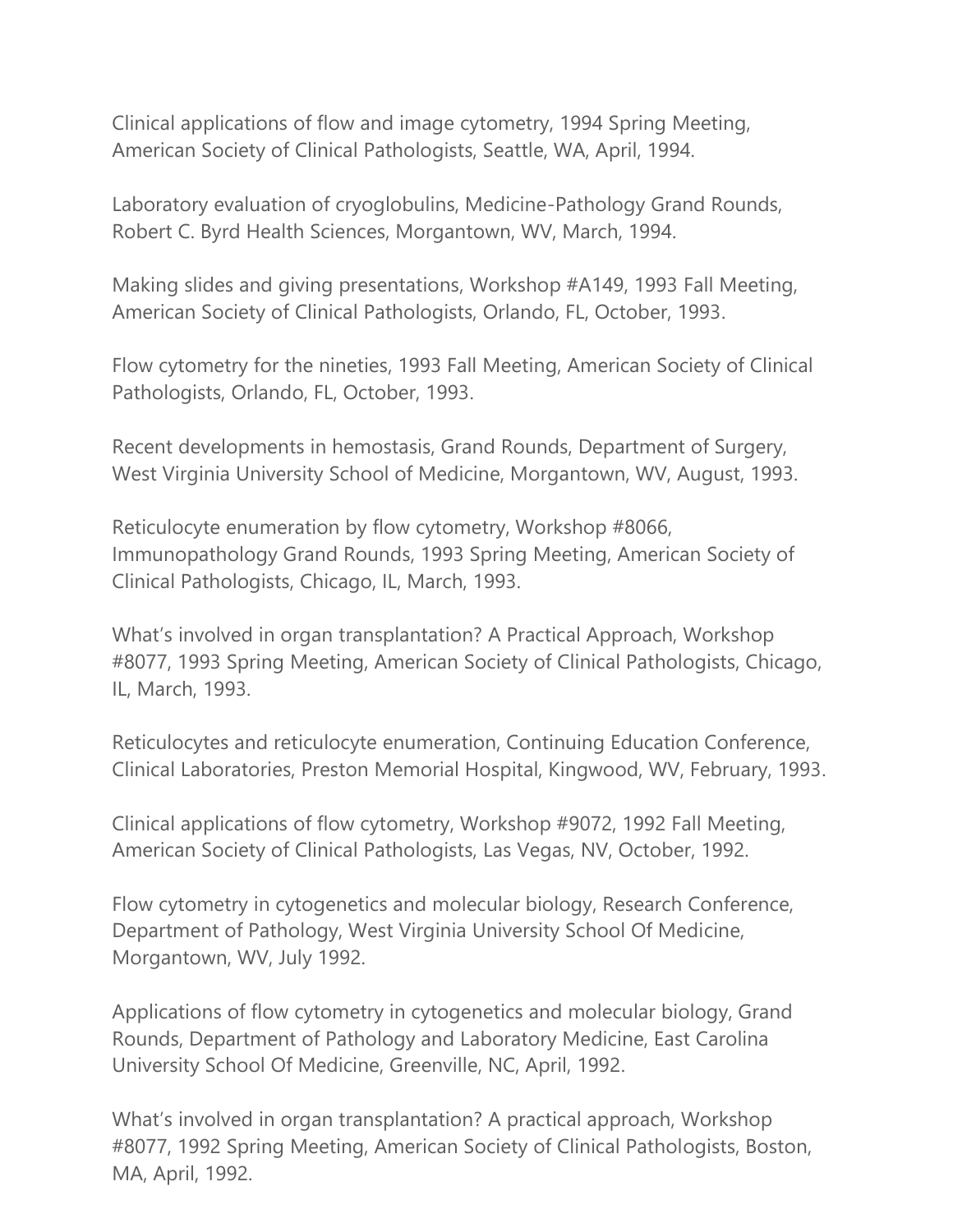Clinical applications of flow and image cytometry, 1994 Spring Meeting, American Society of Clinical Pathologists, Seattle, WA, April, 1994.

Laboratory evaluation of cryoglobulins, Medicine-Pathology Grand Rounds, Robert C. Byrd Health Sciences, Morgantown, WV, March, 1994.

Making slides and giving presentations, Workshop #A149, 1993 Fall Meeting, American Society of Clinical Pathologists, Orlando, FL, October, 1993.

Flow cytometry for the nineties, 1993 Fall Meeting, American Society of Clinical Pathologists, Orlando, FL, October, 1993.

Recent developments in hemostasis, Grand Rounds, Department of Surgery, West Virginia University School of Medicine, Morgantown, WV, August, 1993.

Reticulocyte enumeration by flow cytometry, Workshop #8066, Immunopathology Grand Rounds, 1993 Spring Meeting, American Society of Clinical Pathologists, Chicago, IL, March, 1993.

What's involved in organ transplantation? A Practical Approach, Workshop #8077, 1993 Spring Meeting, American Society of Clinical Pathologists, Chicago, IL, March, 1993.

Reticulocytes and reticulocyte enumeration, Continuing Education Conference, Clinical Laboratories, Preston Memorial Hospital, Kingwood, WV, February, 1993.

Clinical applications of flow cytometry, Workshop #9072, 1992 Fall Meeting, American Society of Clinical Pathologists, Las Vegas, NV, October, 1992.

Flow cytometry in cytogenetics and molecular biology, Research Conference, Department of Pathology, West Virginia University School Of Medicine, Morgantown, WV, July 1992.

Applications of flow cytometry in cytogenetics and molecular biology, Grand Rounds, Department of Pathology and Laboratory Medicine, East Carolina University School Of Medicine, Greenville, NC, April, 1992.

What's involved in organ transplantation? A practical approach, Workshop #8077, 1992 Spring Meeting, American Society of Clinical Pathologists, Boston, MA, April, 1992.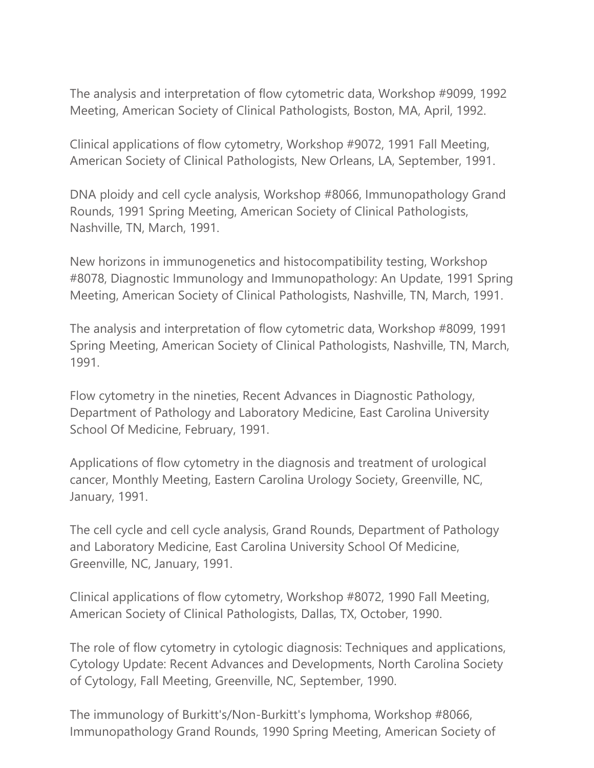The analysis and interpretation of flow cytometric data, Workshop #9099, 1992 Meeting, American Society of Clinical Pathologists, Boston, MA, April, 1992.

Clinical applications of flow cytometry, Workshop #9072, 1991 Fall Meeting, American Society of Clinical Pathologists, New Orleans, LA, September, 1991.

DNA ploidy and cell cycle analysis, Workshop #8066, Immunopathology Grand Rounds, 1991 Spring Meeting, American Society of Clinical Pathologists, Nashville, TN, March, 1991.

New horizons in immunogenetics and histocompatibility testing, Workshop #8078, Diagnostic Immunology and Immunopathology: An Update, 1991 Spring Meeting, American Society of Clinical Pathologists, Nashville, TN, March, 1991.

The analysis and interpretation of flow cytometric data, Workshop #8099, 1991 Spring Meeting, American Society of Clinical Pathologists, Nashville, TN, March, 1991.

Flow cytometry in the nineties, Recent Advances in Diagnostic Pathology, Department of Pathology and Laboratory Medicine, East Carolina University School Of Medicine, February, 1991.

Applications of flow cytometry in the diagnosis and treatment of urological cancer, Monthly Meeting, Eastern Carolina Urology Society, Greenville, NC, January, 1991.

The cell cycle and cell cycle analysis, Grand Rounds, Department of Pathology and Laboratory Medicine, East Carolina University School Of Medicine, Greenville, NC, January, 1991.

Clinical applications of flow cytometry, Workshop #8072, 1990 Fall Meeting, American Society of Clinical Pathologists, Dallas, TX, October, 1990.

The role of flow cytometry in cytologic diagnosis: Techniques and applications, Cytology Update: Recent Advances and Developments, North Carolina Society of Cytology, Fall Meeting, Greenville, NC, September, 1990.

The immunology of Burkitt's/Non-Burkitt's lymphoma, Workshop #8066, Immunopathology Grand Rounds, 1990 Spring Meeting, American Society of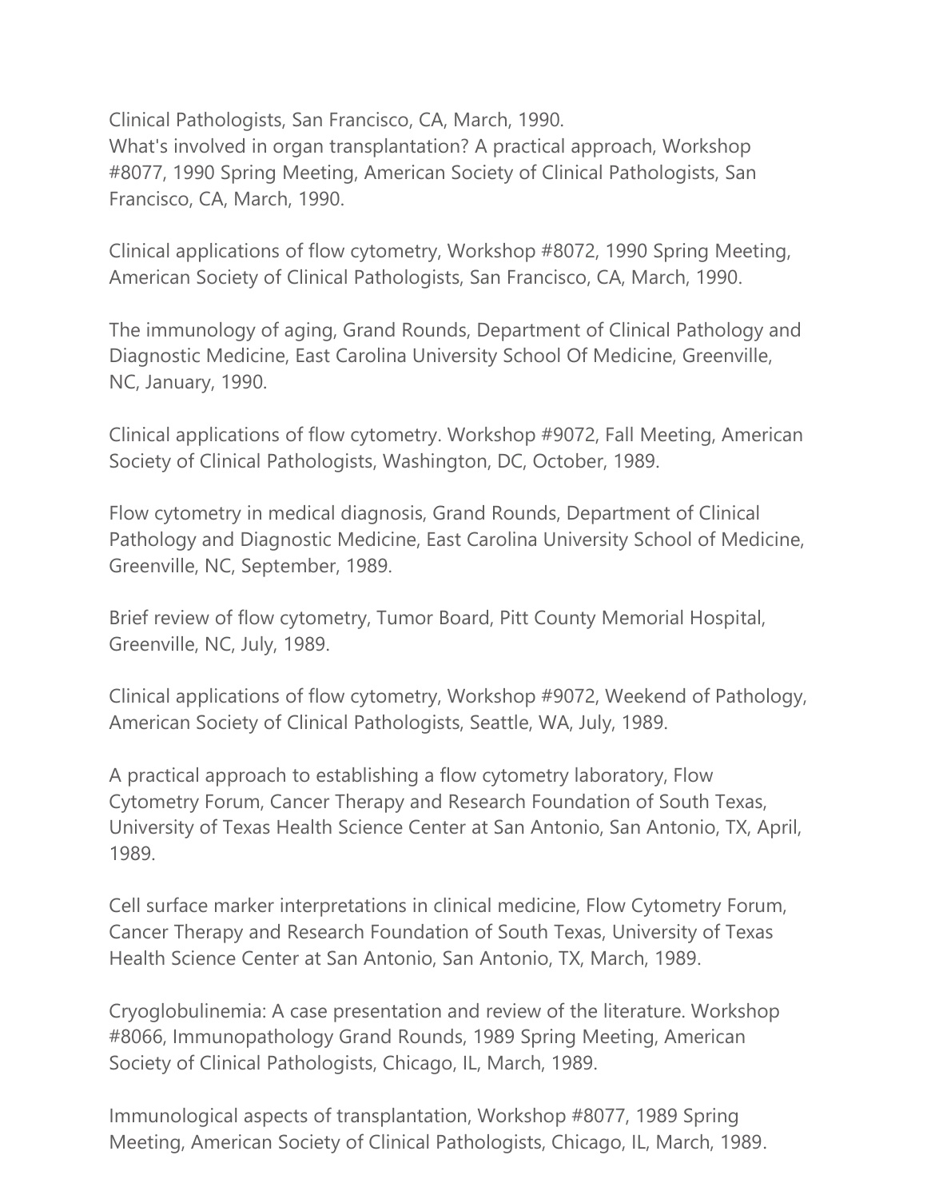Clinical Pathologists, San Francisco, CA, March, 1990.
What's involved in organ transplantation? A practical approach, Workshop #8077, 1990 Spring Meeting, American Society of Clinical Pathologists, San Francisco, CA, March, 1990.

Clinical applications of flow cytometry, Workshop #8072, 1990 Spring Meeting, American Society of Clinical Pathologists, San Francisco, CA, March, 1990.

The immunology of aging, Grand Rounds, Department of Clinical Pathology and Diagnostic Medicine, East Carolina University School Of Medicine, Greenville, NC, January, 1990.

Clinical applications of flow cytometry. Workshop #9072, Fall Meeting, American Society of Clinical Pathologists, Washington, DC, October, 1989.

Flow cytometry in medical diagnosis, Grand Rounds, Department of Clinical Pathology and Diagnostic Medicine, East Carolina University School of Medicine, Greenville, NC, September, 1989.

Brief review of flow cytometry, Tumor Board, Pitt County Memorial Hospital, Greenville, NC, July, 1989.

Clinical applications of flow cytometry, Workshop #9072, Weekend of Pathology, American Society of Clinical Pathologists, Seattle, WA, July, 1989.

A practical approach to establishing a flow cytometry laboratory, Flow Cytometry Forum, Cancer Therapy and Research Foundation of South Texas, University of Texas Health Science Center at San Antonio, San Antonio, TX, April, 1989.

Cell surface marker interpretations in clinical medicine, Flow Cytometry Forum, Cancer Therapy and Research Foundation of South Texas, University of Texas Health Science Center at San Antonio, San Antonio, TX, March, 1989.

Cryoglobulinemia: A case presentation and review of the literature. Workshop #8066, Immunopathology Grand Rounds, 1989 Spring Meeting, American Society of Clinical Pathologists, Chicago, IL, March, 1989.

Immunological aspects of transplantation, Workshop #8077, 1989 Spring Meeting, American Society of Clinical Pathologists, Chicago, IL, March, 1989.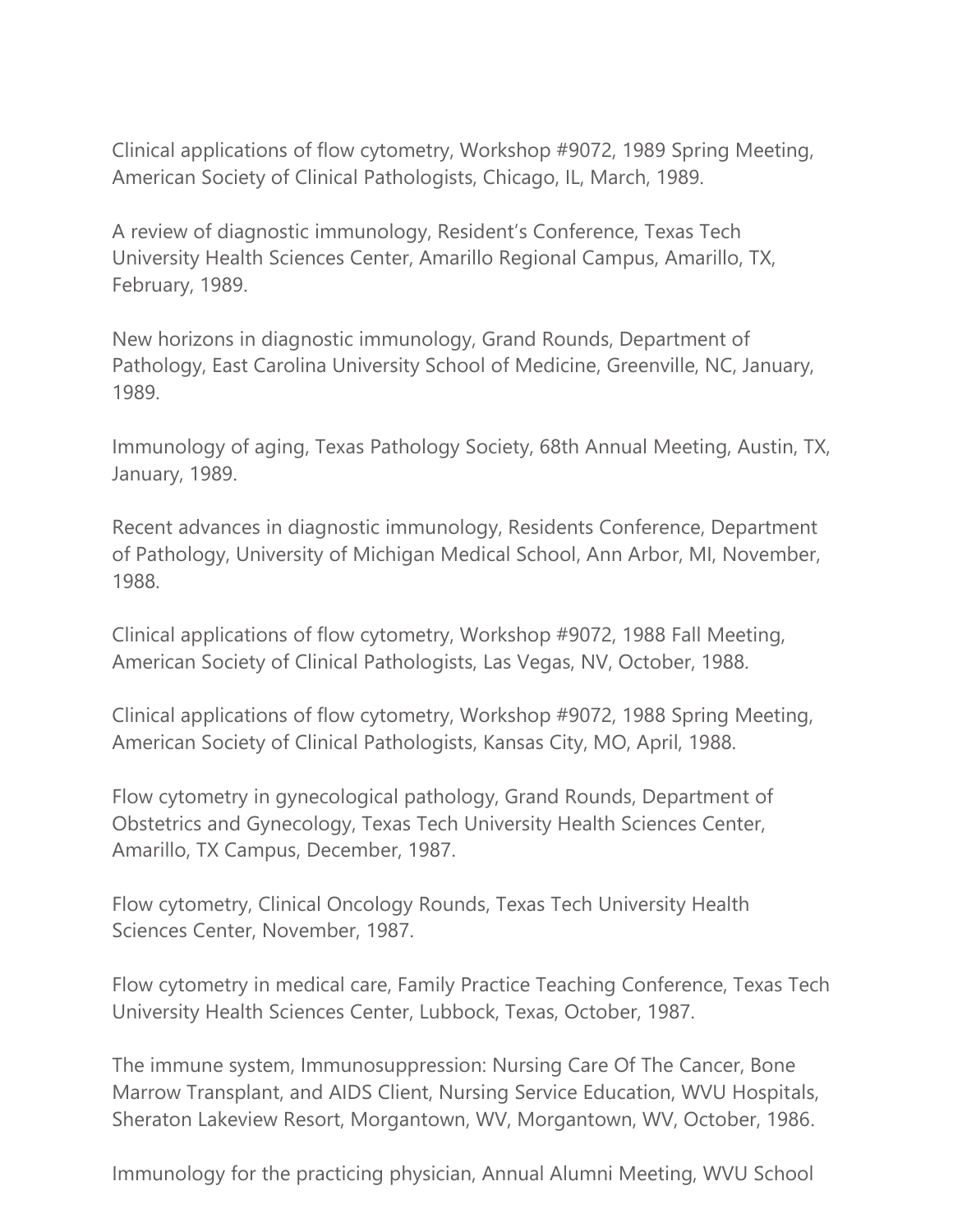Clinical applications of flow cytometry, Workshop #9072, 1989 Spring Meeting, American Society of Clinical Pathologists, Chicago, IL, March, 1989.

A review of diagnostic immunology, Resident's Conference, Texas Tech University Health Sciences Center, Amarillo Regional Campus, Amarillo, TX, February, 1989.

New horizons in diagnostic immunology, Grand Rounds, Department of Pathology, East Carolina University School of Medicine, Greenville, NC, January, 1989.

Immunology of aging, Texas Pathology Society, 68th Annual Meeting, Austin, TX, January, 1989.

Recent advances in diagnostic immunology, Residents Conference, Department of Pathology, University of Michigan Medical School, Ann Arbor, MI, November, 1988.

Clinical applications of flow cytometry, Workshop #9072, 1988 Fall Meeting, American Society of Clinical Pathologists, Las Vegas, NV, October, 1988.

Clinical applications of flow cytometry, Workshop #9072, 1988 Spring Meeting, American Society of Clinical Pathologists, Kansas City, MO, April, 1988.

Flow cytometry in gynecological pathology, Grand Rounds, Department of Obstetrics and Gynecology, Texas Tech University Health Sciences Center, Amarillo, TX Campus, December, 1987.

Flow cytometry, Clinical Oncology Rounds, Texas Tech University Health Sciences Center, November, 1987.

Flow cytometry in medical care, Family Practice Teaching Conference, Texas Tech University Health Sciences Center, Lubbock, Texas, October, 1987.

The immune system, Immunosuppression: Nursing Care Of The Cancer, Bone Marrow Transplant, and AIDS Client, Nursing Service Education, WVU Hospitals, Sheraton Lakeview Resort, Morgantown, WV, Morgantown, WV, October, 1986.

Immunology for the practicing physician, Annual Alumni Meeting, WVU School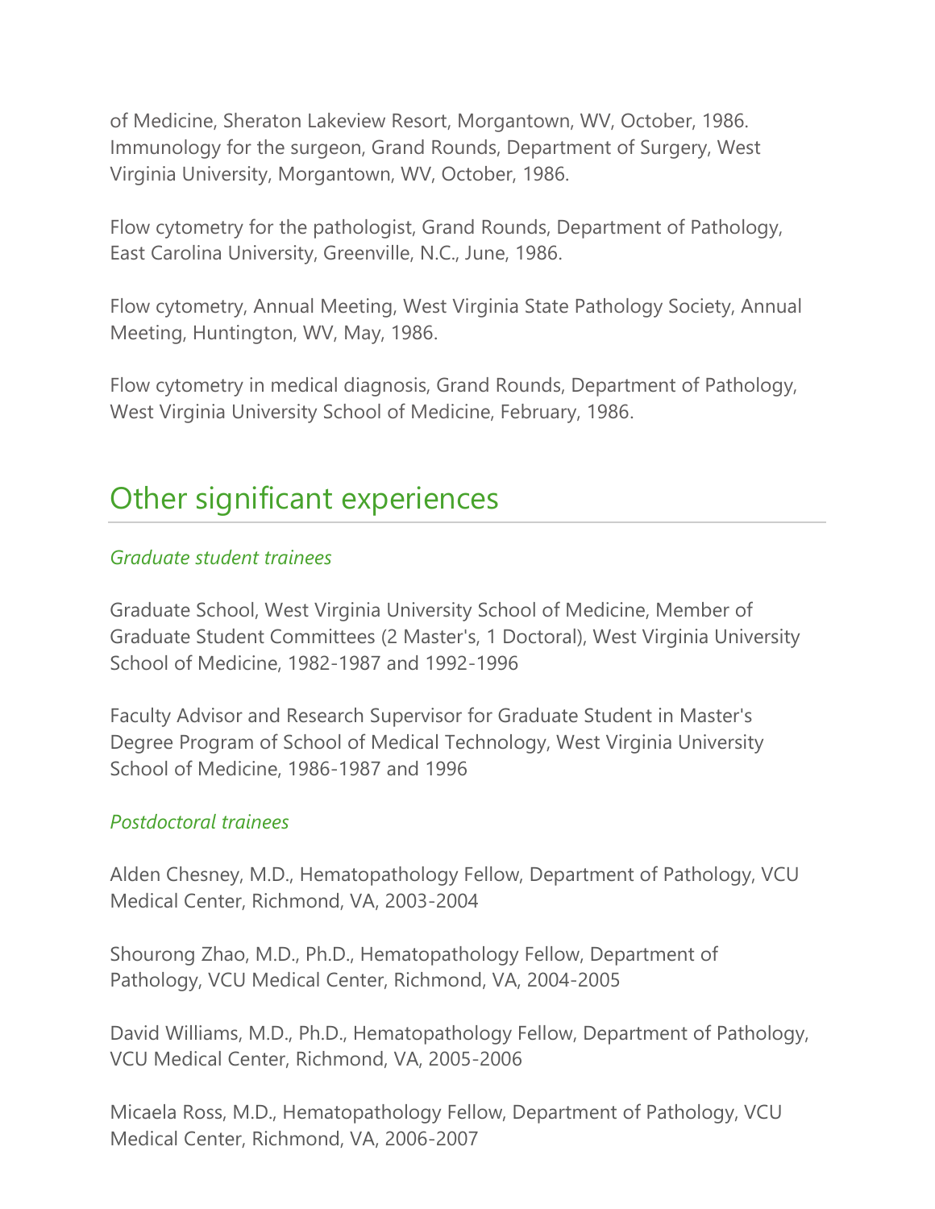of Medicine, Sheraton Lakeview Resort, Morgantown, WV, October, 1986.
Immunology for the surgeon, Grand Rounds, Department of Surgery, West Virginia University, Morgantown, WV, October, 1986.

Flow cytometry for the pathologist, Grand Rounds, Department of Pathology, East Carolina University, Greenville, N.C., June, 1986.

Flow cytometry, Annual Meeting, West Virginia State Pathology Society, Annual Meeting, Huntington, WV, May, 1986.

Flow cytometry in medical diagnosis, Grand Rounds, Department of Pathology, West Virginia University School of Medicine, February, 1986.

## Other significant experiences

### *Graduate student trainees*

Graduate School, West Virginia University School of Medicine, Member of Graduate Student Committees (2 Master's, 1 Doctoral), West Virginia University School of Medicine, 1982-1987 and 1992-1996

Faculty Advisor and Research Supervisor for Graduate Student in Master's Degree Program of School of Medical Technology, West Virginia University School of Medicine, 1986-1987 and 1996

### *Postdoctoral trainees*

Alden Chesney, M.D., Hematopathology Fellow, Department of Pathology, VCU Medical Center, Richmond, VA, 2003-2004

Shourong Zhao, M.D., Ph.D., Hematopathology Fellow, Department of Pathology, VCU Medical Center, Richmond, VA, 2004-2005

David Williams, M.D., Ph.D., Hematopathology Fellow, Department of Pathology, VCU Medical Center, Richmond, VA, 2005-2006

Micaela Ross, M.D., Hematopathology Fellow, Department of Pathology, VCU Medical Center, Richmond, VA, 2006-2007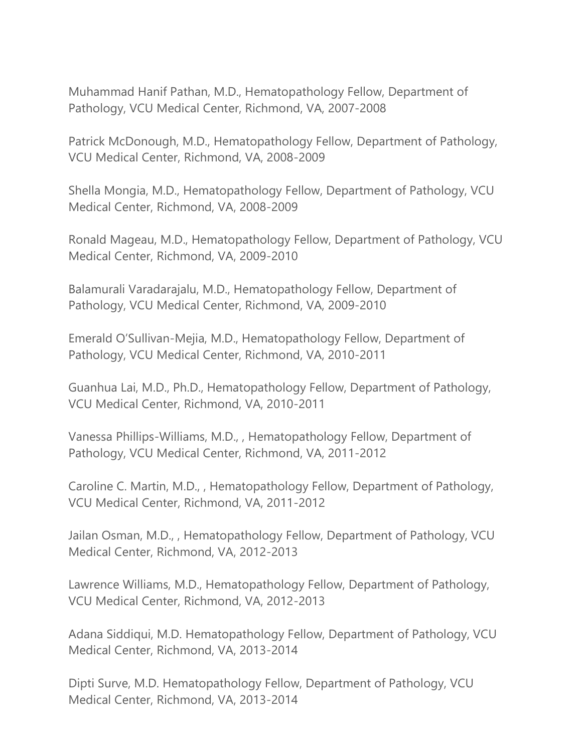Muhammad Hanif Pathan, M.D., Hematopathology Fellow, Department of Pathology, VCU Medical Center, Richmond, VA, 2007-2008

Patrick McDonough, M.D., Hematopathology Fellow, Department of Pathology, VCU Medical Center, Richmond, VA, 2008-2009

Shella Mongia, M.D., Hematopathology Fellow, Department of Pathology, VCU Medical Center, Richmond, VA, 2008-2009

Ronald Mageau, M.D., Hematopathology Fellow, Department of Pathology, VCU Medical Center, Richmond, VA, 2009-2010

Balamurali Varadarajalu, M.D., Hematopathology Fellow, Department of Pathology, VCU Medical Center, Richmond, VA, 2009-2010

Emerald O'Sullivan-Mejia, M.D., Hematopathology Fellow, Department of Pathology, VCU Medical Center, Richmond, VA, 2010-2011

Guanhua Lai, M.D., Ph.D., Hematopathology Fellow, Department of Pathology, VCU Medical Center, Richmond, VA, 2010-2011

Vanessa Phillips-Williams, M.D., , Hematopathology Fellow, Department of Pathology, VCU Medical Center, Richmond, VA, 2011-2012

Caroline C. Martin, M.D., , Hematopathology Fellow, Department of Pathology, VCU Medical Center, Richmond, VA, 2011-2012

Jailan Osman, M.D., , Hematopathology Fellow, Department of Pathology, VCU Medical Center, Richmond, VA, 2012-2013

Lawrence Williams, M.D., Hematopathology Fellow, Department of Pathology, VCU Medical Center, Richmond, VA, 2012-2013

Adana Siddiqui, M.D. Hematopathology Fellow, Department of Pathology, VCU Medical Center, Richmond, VA, 2013-2014

Dipti Surve, M.D. Hematopathology Fellow, Department of Pathology, VCU Medical Center, Richmond, VA, 2013-2014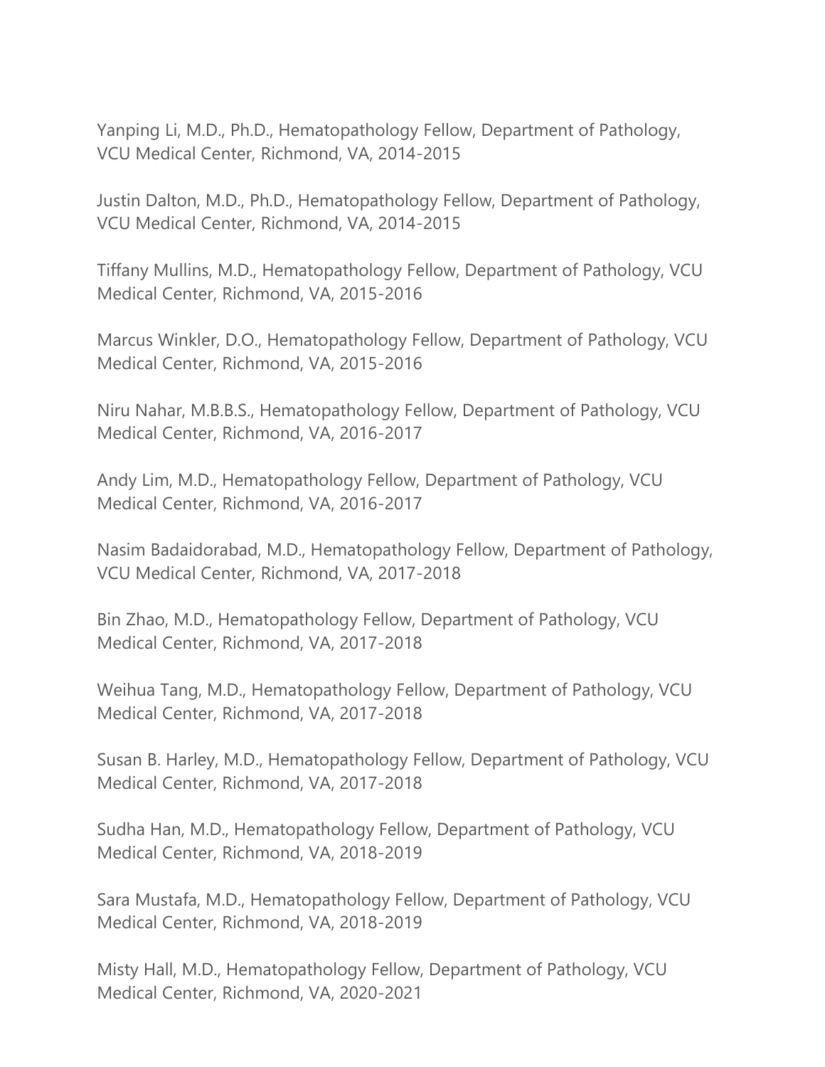Yanping Li, M.D., Ph.D., Hematopathology Fellow, Department of Pathology, VCU Medical Center, Richmond, VA, 2014-2015

Justin Dalton, M.D., Ph.D., Hematopathology Fellow, Department of Pathology, VCU Medical Center, Richmond, VA, 2014-2015

Tiffany Mullins, M.D., Hematopathology Fellow, Department of Pathology, VCU Medical Center, Richmond, VA, 2015-2016

Marcus Winkler, D.O., Hematopathology Fellow, Department of Pathology, VCU Medical Center, Richmond, VA, 2015-2016

Niru Nahar, M.B.B.S., Hematopathology Fellow, Department of Pathology, VCU Medical Center, Richmond, VA, 2016-2017

Andy Lim, M.D., Hematopathology Fellow, Department of Pathology, VCU Medical Center, Richmond, VA, 2016-2017

Nasim Badaidorabad, M.D., Hematopathology Fellow, Department of Pathology, VCU Medical Center, Richmond, VA, 2017-2018

Bin Zhao, M.D., Hematopathology Fellow, Department of Pathology, VCU Medical Center, Richmond, VA, 2017-2018

Weihua Tang, M.D., Hematopathology Fellow, Department of Pathology, VCU Medical Center, Richmond, VA, 2017-2018

Susan B. Harley, M.D., Hematopathology Fellow, Department of Pathology, VCU Medical Center, Richmond, VA, 2017-2018

Sudha Han, M.D., Hematopathology Fellow, Department of Pathology, VCU Medical Center, Richmond, VA, 2018-2019

Sara Mustafa, M.D., Hematopathology Fellow, Department of Pathology, VCU Medical Center, Richmond, VA, 2018-2019

Misty Hall, M.D., Hematopathology Fellow, Department of Pathology, VCU Medical Center, Richmond, VA, 2020-2021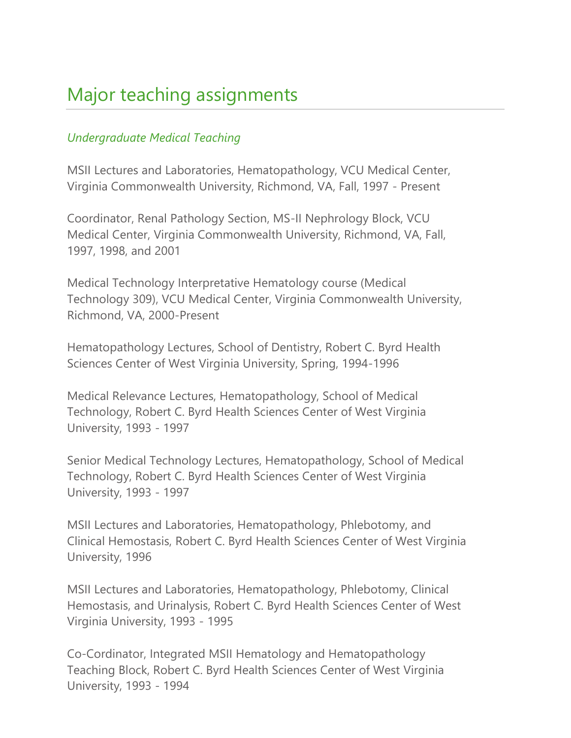# Major teaching assignments

*Undergraduate Medical Teaching*

MSII Lectures and Laboratories, Hematopathology, VCU Medical Center, Virginia Commonwealth University, Richmond, VA, Fall, 1997 - Present

Coordinator, Renal Pathology Section, MS-II Nephrology Block, VCU Medical Center, Virginia Commonwealth University, Richmond, VA, Fall, 1997, 1998, and 2001

Medical Technology Interpretative Hematology course (Medical Technology 309), VCU Medical Center, Virginia Commonwealth University, Richmond, VA, 2000-Present

Hematopathology Lectures, School of Dentistry, Robert C. Byrd Health Sciences Center of West Virginia University, Spring, 1994-1996

Medical Relevance Lectures, Hematopathology, School of Medical Technology, Robert C. Byrd Health Sciences Center of West Virginia University, 1993 - 1997

Senior Medical Technology Lectures, Hematopathology, School of Medical Technology, Robert C. Byrd Health Sciences Center of West Virginia University, 1993 - 1997

MSII Lectures and Laboratories, Hematopathology, Phlebotomy, and Clinical Hemostasis, Robert C. Byrd Health Sciences Center of West Virginia University, 1996

MSII Lectures and Laboratories, Hematopathology, Phlebotomy, Clinical Hemostasis, and Urinalysis, Robert C. Byrd Health Sciences Center of West Virginia University, 1993 - 1995

Co-Cordinator, Integrated MSII Hematology and Hematopathology Teaching Block, Robert C. Byrd Health Sciences Center of West Virginia University, 1993 - 1994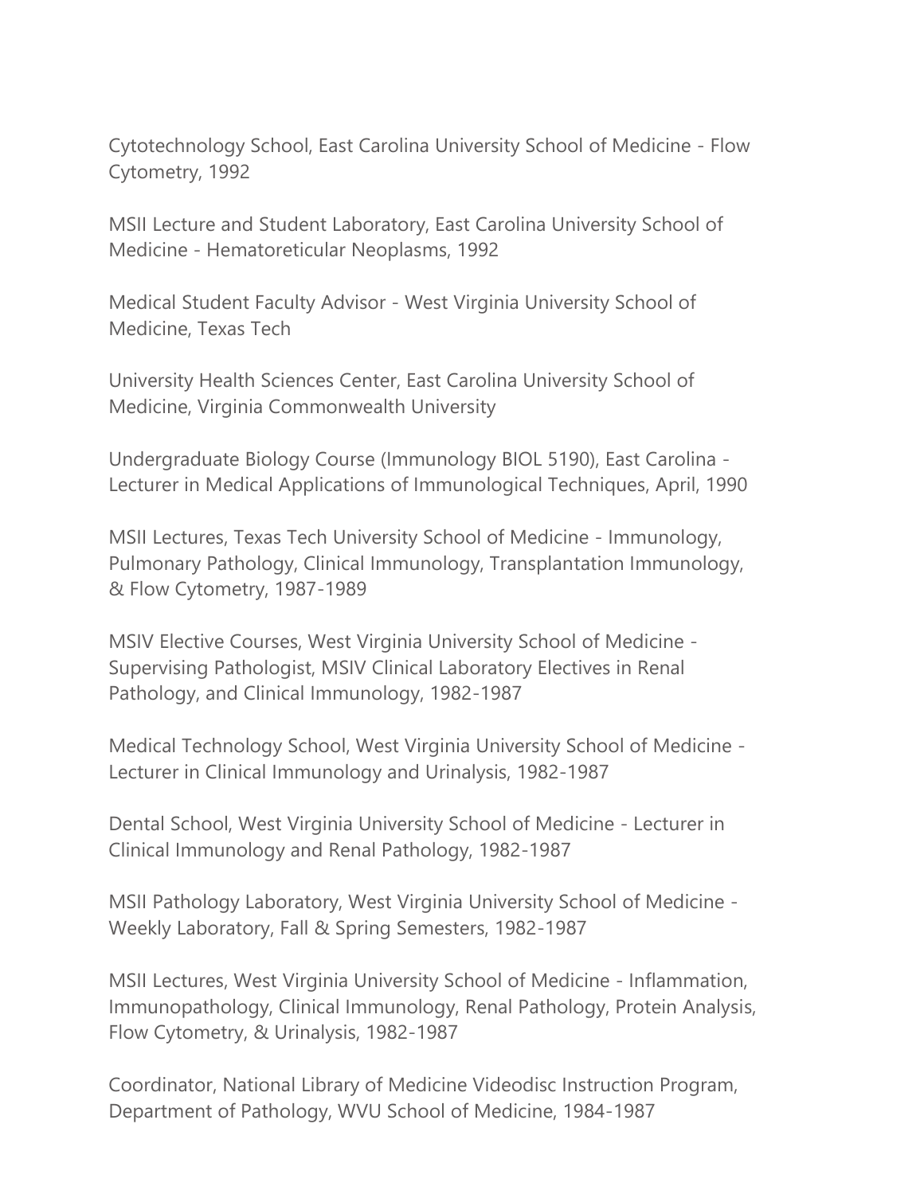Cytotechnology School, East Carolina University School of Medicine - Flow Cytometry, 1992

MSII Lecture and Student Laboratory, East Carolina University School of Medicine - Hematoreticular Neoplasms, 1992

Medical Student Faculty Advisor - West Virginia University School of Medicine, Texas Tech

University Health Sciences Center, East Carolina University School of Medicine, Virginia Commonwealth University

Undergraduate Biology Course (Immunology BIOL 5190), East Carolina - Lecturer in Medical Applications of Immunological Techniques, April, 1990

MSII Lectures, Texas Tech University School of Medicine - Immunology, Pulmonary Pathology, Clinical Immunology, Transplantation Immunology, & Flow Cytometry, 1987-1989

MSIV Elective Courses, West Virginia University School of Medicine - Supervising Pathologist, MSIV Clinical Laboratory Electives in Renal Pathology, and Clinical Immunology, 1982-1987

Medical Technology School, West Virginia University School of Medicine - Lecturer in Clinical Immunology and Urinalysis, 1982-1987

Dental School, West Virginia University School of Medicine - Lecturer in Clinical Immunology and Renal Pathology, 1982-1987

MSII Pathology Laboratory, West Virginia University School of Medicine - Weekly Laboratory, Fall & Spring Semesters, 1982-1987

MSII Lectures, West Virginia University School of Medicine - Inflammation, Immunopathology, Clinical Immunology, Renal Pathology, Protein Analysis, Flow Cytometry, & Urinalysis, 1982-1987

Coordinator, National Library of Medicine Videodisc Instruction Program, Department of Pathology, WVU School of Medicine, 1984-1987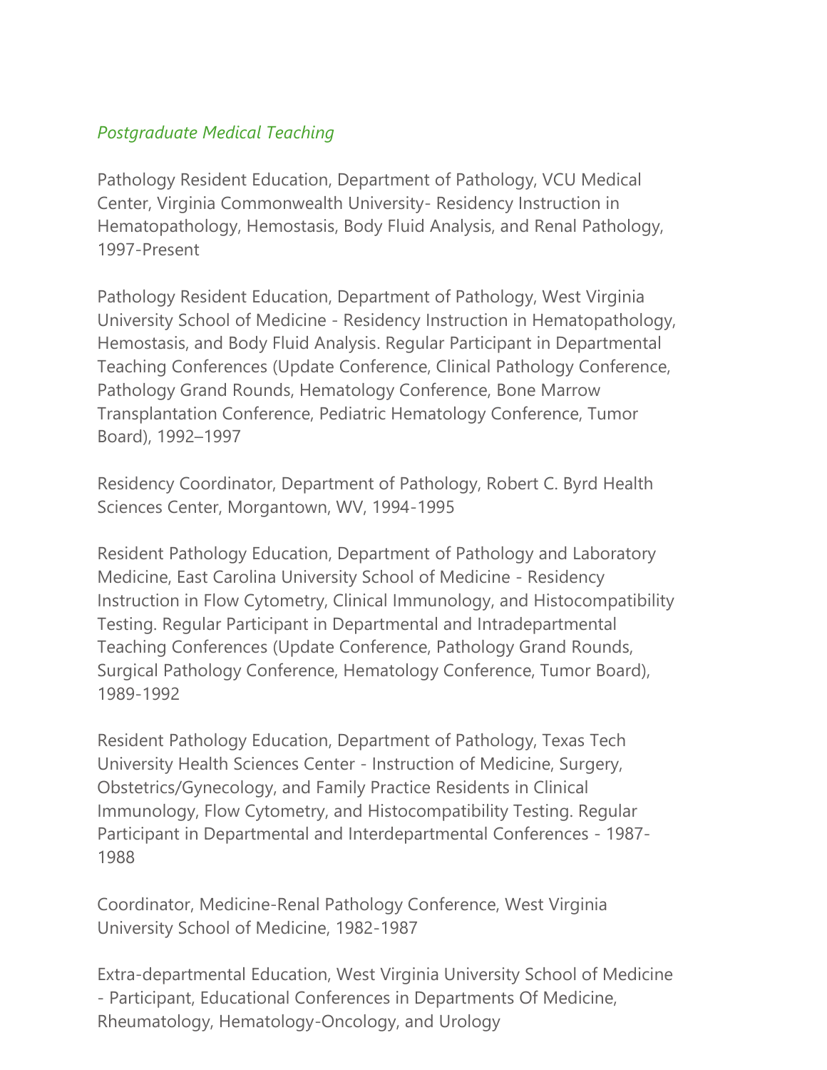*Postgraduate Medical Teaching*

Pathology Resident Education, Department of Pathology, VCU Medical Center, Virginia Commonwealth University- Residency Instruction in Hematopathology, Hemostasis, Body Fluid Analysis, and Renal Pathology, 1997-Present

Pathology Resident Education, Department of Pathology, West Virginia University School of Medicine - Residency Instruction in Hematopathology, Hemostasis, and Body Fluid Analysis. Regular Participant in Departmental Teaching Conferences (Update Conference, Clinical Pathology Conference, Pathology Grand Rounds, Hematology Conference, Bone Marrow Transplantation Conference, Pediatric Hematology Conference, Tumor Board), 1992–1997

Residency Coordinator, Department of Pathology, Robert C. Byrd Health Sciences Center, Morgantown, WV, 1994-1995

Resident Pathology Education, Department of Pathology and Laboratory Medicine, East Carolina University School of Medicine - Residency Instruction in Flow Cytometry, Clinical Immunology, and Histocompatibility Testing. Regular Participant in Departmental and Intradepartmental Teaching Conferences (Update Conference, Pathology Grand Rounds, Surgical Pathology Conference, Hematology Conference, Tumor Board), 1989-1992

Resident Pathology Education, Department of Pathology, Texas Tech University Health Sciences Center - Instruction of Medicine, Surgery, Obstetrics/Gynecology, and Family Practice Residents in Clinical Immunology, Flow Cytometry, and Histocompatibility Testing. Regular Participant in Departmental and Interdepartmental Conferences - 1987-1988

Coordinator, Medicine-Renal Pathology Conference, West Virginia University School of Medicine, 1982-1987

Extra-departmental Education, West Virginia University School of Medicine - Participant, Educational Conferences in Departments Of Medicine, Rheumatology, Hematology-Oncology, and Urology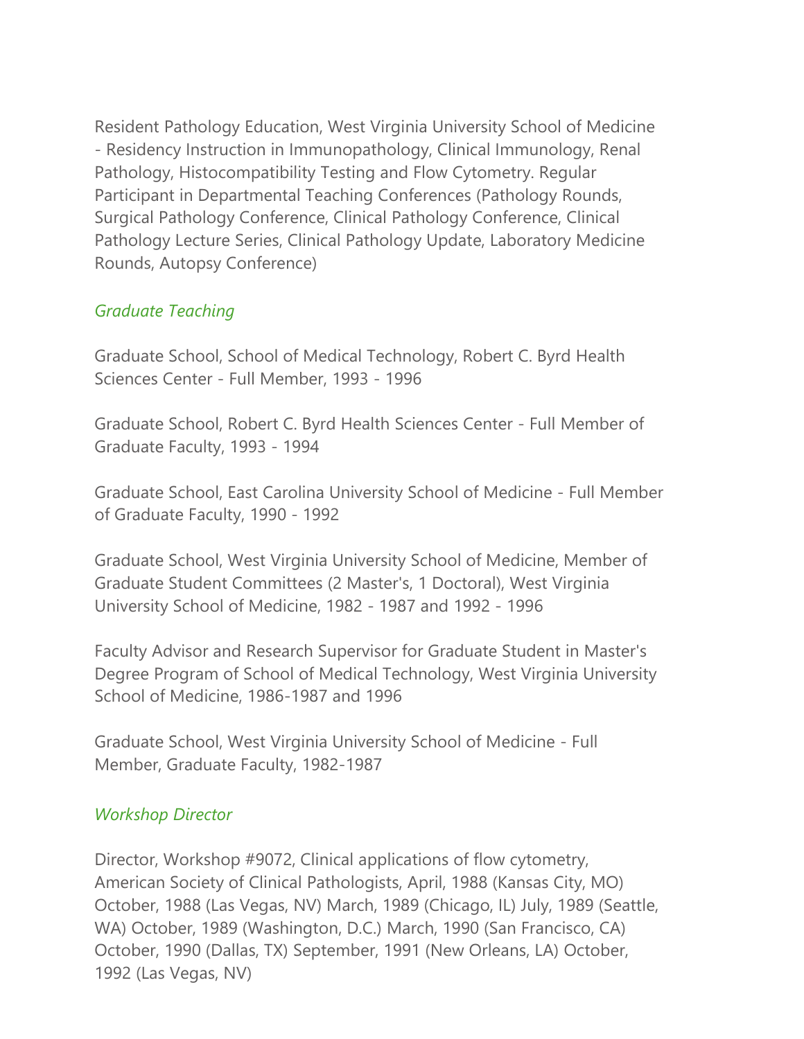Resident Pathology Education, West Virginia University School of Medicine - Residency Instruction in Immunopathology, Clinical Immunology, Renal Pathology, Histocompatibility Testing and Flow Cytometry. Regular Participant in Departmental Teaching Conferences (Pathology Rounds, Surgical Pathology Conference, Clinical Pathology Conference, Clinical Pathology Lecture Series, Clinical Pathology Update, Laboratory Medicine Rounds, Autopsy Conference)

*Graduate Teaching*

Graduate School, School of Medical Technology, Robert C. Byrd Health Sciences Center - Full Member, 1993 - 1996

Graduate School, Robert C. Byrd Health Sciences Center - Full Member of Graduate Faculty, 1993 - 1994

Graduate School, East Carolina University School of Medicine - Full Member of Graduate Faculty, 1990 - 1992

Graduate School, West Virginia University School of Medicine, Member of Graduate Student Committees (2 Master's, 1 Doctoral), West Virginia University School of Medicine, 1982 - 1987 and 1992 - 1996

Faculty Advisor and Research Supervisor for Graduate Student in Master's Degree Program of School of Medical Technology, West Virginia University School of Medicine, 1986-1987 and 1996

Graduate School, West Virginia University School of Medicine - Full Member, Graduate Faculty, 1982-1987

*Workshop Director*

Director, Workshop #9072, Clinical applications of flow cytometry, American Society of Clinical Pathologists, April, 1988 (Kansas City, MO) October, 1988 (Las Vegas, NV) March, 1989 (Chicago, IL) July, 1989 (Seattle, WA) October, 1989 (Washington, D.C.) March, 1990 (San Francisco, CA) October, 1990 (Dallas, TX) September, 1991 (New Orleans, LA) October, 1992 (Las Vegas, NV)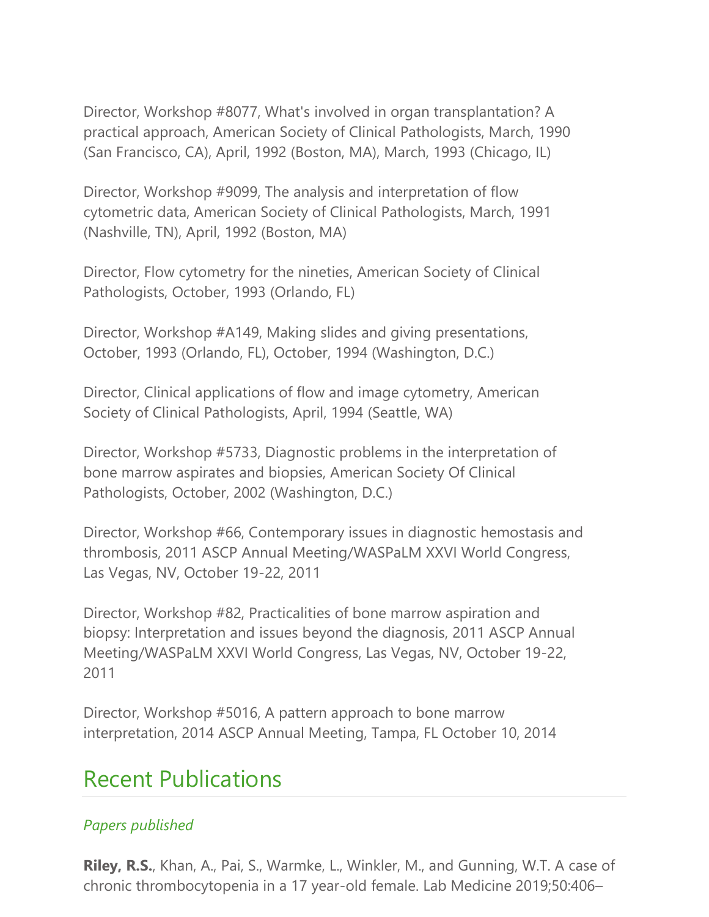Director, Workshop #8077, What's involved in organ transplantation? A practical approach, American Society of Clinical Pathologists, March, 1990 (San Francisco, CA), April, 1992 (Boston, MA), March, 1993 (Chicago, IL)

Director, Workshop #9099, The analysis and interpretation of flow cytometric data, American Society of Clinical Pathologists, March, 1991 (Nashville, TN), April, 1992 (Boston, MA)

Director, Flow cytometry for the nineties, American Society of Clinical Pathologists, October, 1993 (Orlando, FL)

Director, Workshop #A149, Making slides and giving presentations, October, 1993 (Orlando, FL), October, 1994 (Washington, D.C.)

Director, Clinical applications of flow and image cytometry, American Society of Clinical Pathologists, April, 1994 (Seattle, WA)

Director, Workshop #5733, Diagnostic problems in the interpretation of bone marrow aspirates and biopsies, American Society Of Clinical Pathologists, October, 2002 (Washington, D.C.)

Director, Workshop #66, Contemporary issues in diagnostic hemostasis and thrombosis, 2011 ASCP Annual Meeting/WASPaLM XXVI World Congress, Las Vegas, NV, October 19-22, 2011

Director, Workshop #82, Practicalities of bone marrow aspiration and biopsy: Interpretation and issues beyond the diagnosis, 2011 ASCP Annual Meeting/WASPaLM XXVI World Congress, Las Vegas, NV, October 19-22, 2011

Director, Workshop #5016, A pattern approach to bone marrow interpretation, 2014 ASCP Annual Meeting, Tampa, FL October 10, 2014

## Recent Publications

### *Papers published*

**Riley, R.S.**, Khan, A., Pai, S., Warmke, L., Winkler, M., and Gunning, W.T. A case of chronic thrombocytopenia in a 17 year-old female. Lab Medicine 2019;50:406–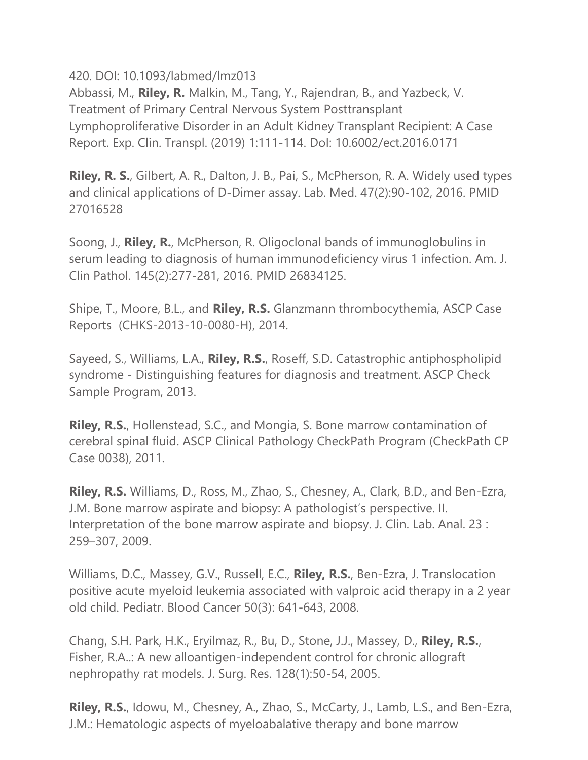420. DOI: 10.1093/labmed/lmz013
Abbassi, M., **Riley, R.** Malkin, M., Tang, Y., Rajendran, B., and Yazbeck, V. Treatment of Primary Central Nervous System Posttransplant Lymphoproliferative Disorder in an Adult Kidney Transplant Recipient: A Case Report. Exp. Clin. Transpl. (2019) 1:111-114. DoI: 10.6002/ect.2016.0171

**Riley, R. S.**, Gilbert, A. R., Dalton, J. B., Pai, S., McPherson, R. A. Widely used types and clinical applications of D-Dimer assay. Lab. Med. 47(2):90-102, 2016. PMID 27016528

Soong, J., **Riley, R.**, McPherson, R. Oligoclonal bands of immunoglobulins in serum leading to diagnosis of human immunodeficiency virus 1 infection. Am. J. Clin Pathol. 145(2):277-281, 2016. PMID 26834125.

Shipe, T., Moore, B.L., and **Riley, R.S.** Glanzmann thrombocythemia, ASCP Case Reports (CHKS-2013-10-0080-H), 2014.

Sayeed, S., Williams, L.A., **Riley, R.S.**, Roseff, S.D. Catastrophic antiphospholipid syndrome - Distinguishing features for diagnosis and treatment. ASCP Check Sample Program, 2013.

**Riley, R.S.**, Hollenstead, S.C., and Mongia, S. Bone marrow contamination of cerebral spinal fluid. ASCP Clinical Pathology CheckPath Program (CheckPath CP Case 0038), 2011.

**Riley, R.S.** Williams, D., Ross, M., Zhao, S., Chesney, A., Clark, B.D., and Ben-Ezra, J.M. Bone marrow aspirate and biopsy: A pathologist's perspective. II. Interpretation of the bone marrow aspirate and biopsy. J. Clin. Lab. Anal. 23 : 259–307, 2009.

Williams, D.C., Massey, G.V., Russell, E.C., **Riley, R.S.**, Ben-Ezra, J. Translocation positive acute myeloid leukemia associated with valproic acid therapy in a 2 year old child. Pediatr. Blood Cancer 50(3): 641-643, 2008.

Chang, S.H. Park, H.K., Eryilmaz, R., Bu, D., Stone, J.J., Massey, D., **Riley, R.S.**, Fisher, R.A..: A new alloantigen-independent control for chronic allograft nephropathy rat models. J. Surg. Res. 128(1):50-54, 2005.

**Riley, R.S.**, Idowu, M., Chesney, A., Zhao, S., McCarty, J., Lamb, L.S., and Ben-Ezra, J.M.: Hematologic aspects of myeloabalative therapy and bone marrow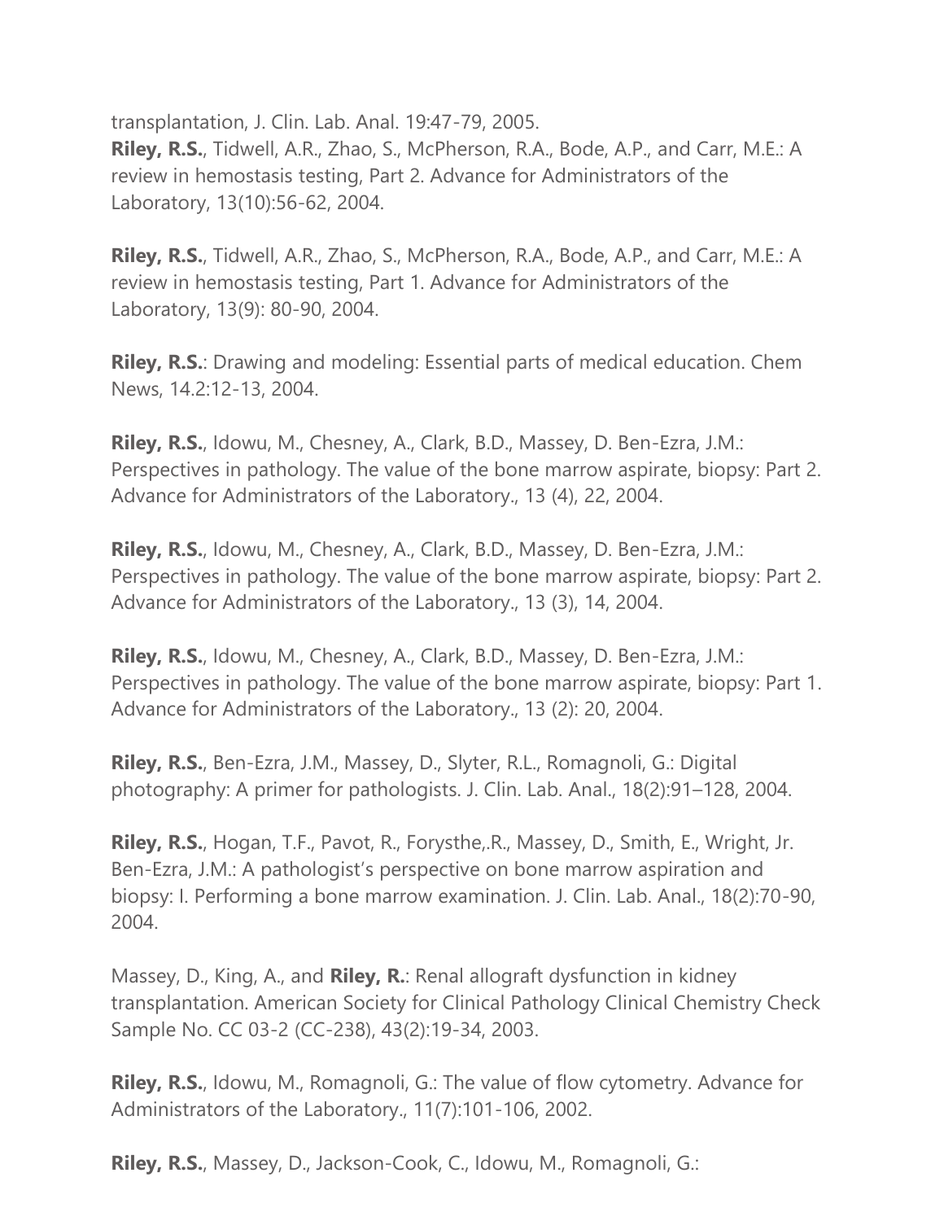transplantation, J. Clin. Lab. Anal. 19:47-79, 2005.
**Riley, R.S.**, Tidwell, A.R., Zhao, S., McPherson, R.A., Bode, A.P., and Carr, M.E.: A review in hemostasis testing, Part 2. Advance for Administrators of the Laboratory, 13(10):56-62, 2004.

**Riley, R.S.**, Tidwell, A.R., Zhao, S., McPherson, R.A., Bode, A.P., and Carr, M.E.: A review in hemostasis testing, Part 1. Advance for Administrators of the Laboratory, 13(9): 80-90, 2004.

**Riley, R.S.**: Drawing and modeling: Essential parts of medical education. Chem News, 14.2:12-13, 2004.

**Riley, R.S.**, Idowu, M., Chesney, A., Clark, B.D., Massey, D. Ben-Ezra, J.M.: Perspectives in pathology. The value of the bone marrow aspirate, biopsy: Part 2. Advance for Administrators of the Laboratory., 13 (4), 22, 2004.

**Riley, R.S.**, Idowu, M., Chesney, A., Clark, B.D., Massey, D. Ben-Ezra, J.M.: Perspectives in pathology. The value of the bone marrow aspirate, biopsy: Part 2. Advance for Administrators of the Laboratory., 13 (3), 14, 2004.

**Riley, R.S.**, Idowu, M., Chesney, A., Clark, B.D., Massey, D. Ben-Ezra, J.M.: Perspectives in pathology. The value of the bone marrow aspirate, biopsy: Part 1. Advance for Administrators of the Laboratory., 13 (2): 20, 2004.

**Riley, R.S.**, Ben-Ezra, J.M., Massey, D., Slyter, R.L., Romagnoli, G.: Digital photography: A primer for pathologists. J. Clin. Lab. Anal., 18(2):91–128, 2004.

**Riley, R.S.**, Hogan, T.F., Pavot, R., Forysthe,.R., Massey, D., Smith, E., Wright, Jr. Ben-Ezra, J.M.: A pathologist's perspective on bone marrow aspiration and biopsy: I. Performing a bone marrow examination. J. Clin. Lab. Anal., 18(2):70-90, 2004.

Massey, D., King, A., and **Riley, R.**: Renal allograft dysfunction in kidney transplantation. American Society for Clinical Pathology Clinical Chemistry Check Sample No. CC 03-2 (CC-238), 43(2):19-34, 2003.

**Riley, R.S.**, Idowu, M., Romagnoli, G.: The value of flow cytometry. Advance for Administrators of the Laboratory., 11(7):101-106, 2002.

**Riley, R.S.**, Massey, D., Jackson-Cook, C., Idowu, M., Romagnoli, G.: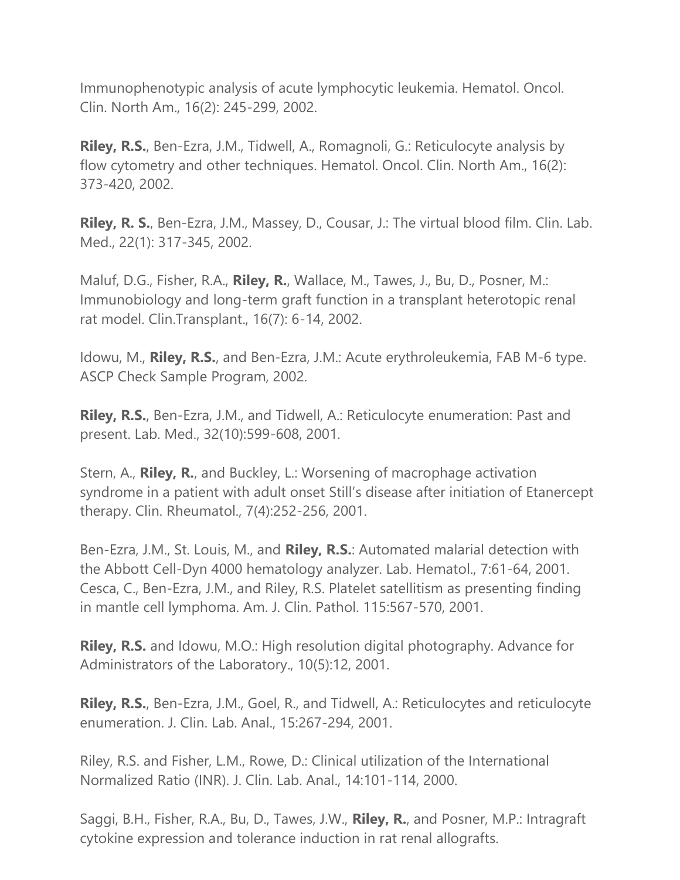Immunophenotypic analysis of acute lymphocytic leukemia. Hematol. Oncol. Clin. North Am., 16(2): 245-299, 2002.

**Riley, R.S.**, Ben-Ezra, J.M., Tidwell, A., Romagnoli, G.: Reticulocyte analysis by flow cytometry and other techniques. Hematol. Oncol. Clin. North Am., 16(2): 373-420, 2002.

**Riley, R. S.**, Ben-Ezra, J.M., Massey, D., Cousar, J.: The virtual blood film. Clin. Lab. Med., 22(1): 317-345, 2002.

Maluf, D.G., Fisher, R.A., **Riley, R.**, Wallace, M., Tawes, J., Bu, D., Posner, M.: Immunobiology and long-term graft function in a transplant heterotopic renal rat model. Clin.Transplant., 16(7): 6-14, 2002.

Idowu, M., **Riley, R.S.**, and Ben-Ezra, J.M.: Acute erythroleukemia, FAB M-6 type. ASCP Check Sample Program, 2002.

**Riley, R.S.**, Ben-Ezra, J.M., and Tidwell, A.: Reticulocyte enumeration: Past and present. Lab. Med., 32(10):599-608, 2001.

Stern, A., **Riley, R.**, and Buckley, L.: Worsening of macrophage activation syndrome in a patient with adult onset Still's disease after initiation of Etanercept therapy. Clin. Rheumatol., 7(4):252-256, 2001.

Ben-Ezra, J.M., St. Louis, M., and **Riley, R.S.**: Automated malarial detection with the Abbott Cell-Dyn 4000 hematology analyzer. Lab. Hematol., 7:61-64, 2001.
Cesca, C., Ben-Ezra, J.M., and Riley, R.S. Platelet satellitism as presenting finding in mantle cell lymphoma. Am. J. Clin. Pathol. 115:567-570, 2001.

**Riley, R.S.** and Idowu, M.O.: High resolution digital photography. Advance for Administrators of the Laboratory., 10(5):12, 2001.

**Riley, R.S.**, Ben-Ezra, J.M., Goel, R., and Tidwell, A.: Reticulocytes and reticulocyte enumeration. J. Clin. Lab. Anal., 15:267-294, 2001.

Riley, R.S. and Fisher, L.M., Rowe, D.: Clinical utilization of the International Normalized Ratio (INR). J. Clin. Lab. Anal., 14:101-114, 2000.

Saggi, B.H., Fisher, R.A., Bu, D., Tawes, J.W., **Riley, R.**, and Posner, M.P.: Intragraft cytokine expression and tolerance induction in rat renal allografts.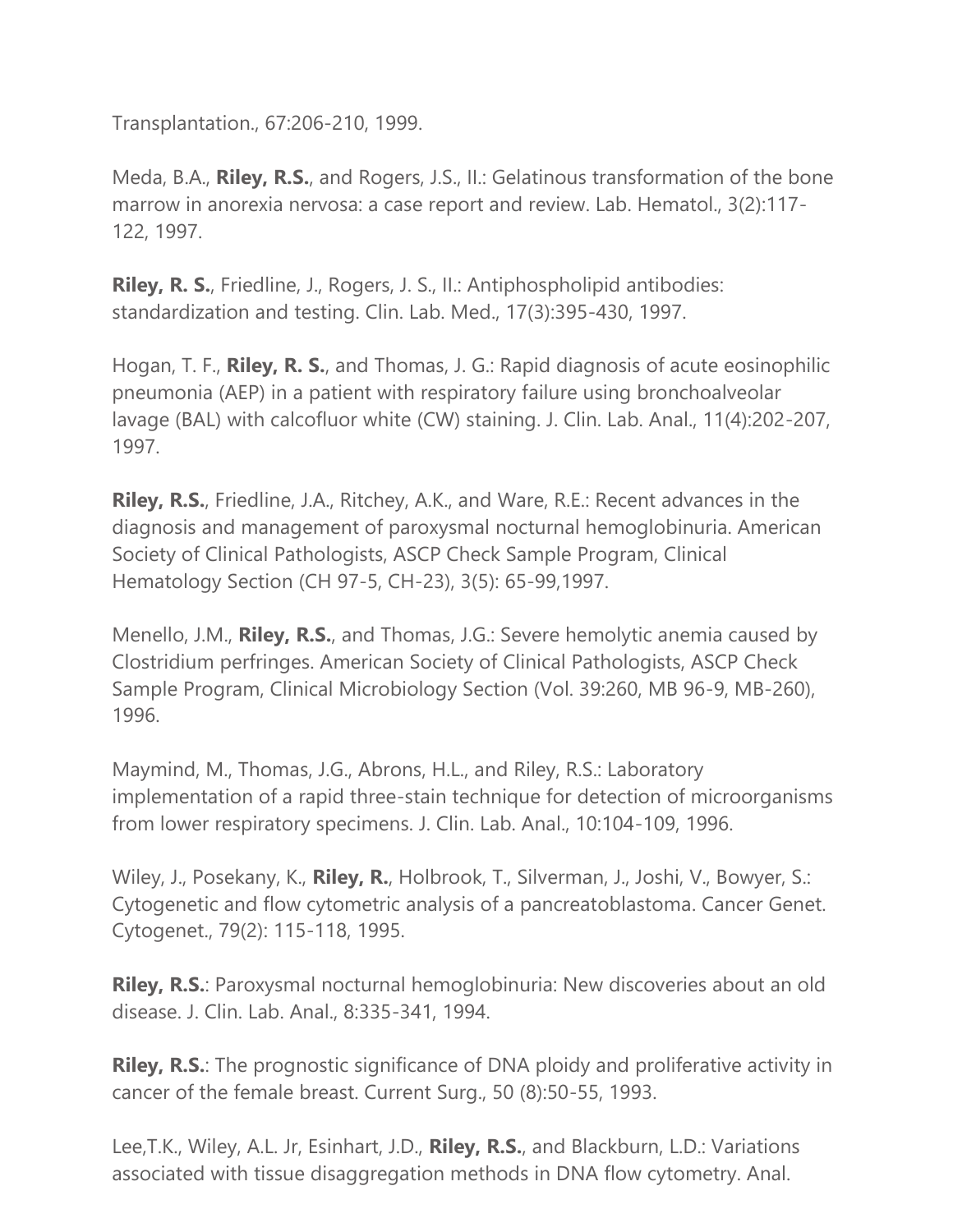Transplantation., 67:206-210, 1999.

Meda, B.A., **Riley, R.S.**, and Rogers, J.S., II.: Gelatinous transformation of the bone marrow in anorexia nervosa: a case report and review. Lab. Hematol., 3(2):117-122, 1997.

**Riley, R. S.**, Friedline, J., Rogers, J. S., II.: Antiphospholipid antibodies: standardization and testing. Clin. Lab. Med., 17(3):395-430, 1997.

Hogan, T. F., **Riley, R. S.**, and Thomas, J. G.: Rapid diagnosis of acute eosinophilic pneumonia (AEP) in a patient with respiratory failure using bronchoalveolar lavage (BAL) with calcofluor white (CW) staining. J. Clin. Lab. Anal., 11(4):202-207, 1997.

**Riley, R.S.**, Friedline, J.A., Ritchey, A.K., and Ware, R.E.: Recent advances in the diagnosis and management of paroxysmal nocturnal hemoglobinuria. American Society of Clinical Pathologists, ASCP Check Sample Program, Clinical Hematology Section (CH 97-5, CH-23), 3(5): 65-99,1997.

Menello, J.M., **Riley, R.S.**, and Thomas, J.G.: Severe hemolytic anemia caused by Clostridium perfringes. American Society of Clinical Pathologists, ASCP Check Sample Program, Clinical Microbiology Section (Vol. 39:260, MB 96-9, MB-260), 1996.

Maymind, M., Thomas, J.G., Abrons, H.L., and Riley, R.S.: Laboratory implementation of a rapid three-stain technique for detection of microorganisms from lower respiratory specimens. J. Clin. Lab. Anal., 10:104-109, 1996.

Wiley, J., Posekany, K., **Riley, R.**, Holbrook, T., Silverman, J., Joshi, V., Bowyer, S.: Cytogenetic and flow cytometric analysis of a pancreatoblastoma. Cancer Genet. Cytogenet., 79(2): 115-118, 1995.

**Riley, R.S.**: Paroxysmal nocturnal hemoglobinuria: New discoveries about an old disease. J. Clin. Lab. Anal., 8:335-341, 1994.

**Riley, R.S.**: The prognostic significance of DNA ploidy and proliferative activity in cancer of the female breast. Current Surg., 50 (8):50-55, 1993.

Lee,T.K., Wiley, A.L. Jr, Esinhart, J.D., **Riley, R.S.**, and Blackburn, L.D.: Variations associated with tissue disaggregation methods in DNA flow cytometry. Anal.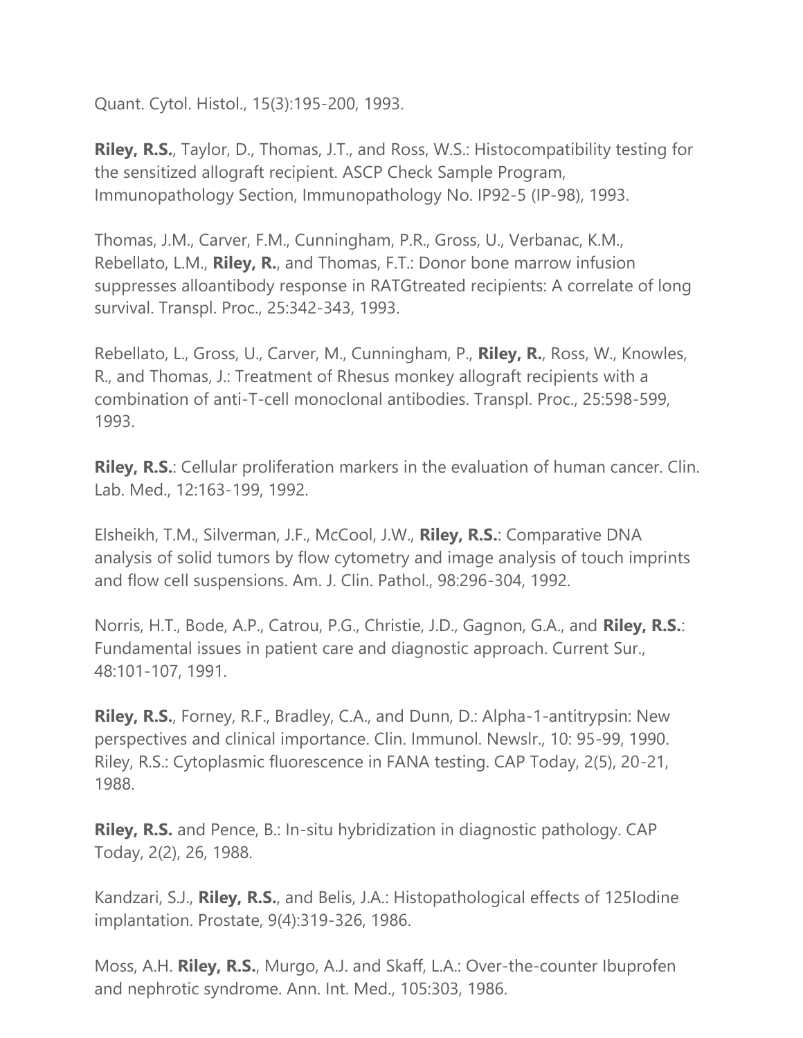Quant. Cytol. Histol., 15(3):195-200, 1993.

**Riley, R.S.**, Taylor, D., Thomas, J.T., and Ross, W.S.: Histocompatibility testing for the sensitized allograft recipient. ASCP Check Sample Program, Immunopathology Section, Immunopathology No. IP92-5 (IP-98), 1993.

Thomas, J.M., Carver, F.M., Cunningham, P.R., Gross, U., Verbanac, K.M., Rebellato, L.M., **Riley, R.**, and Thomas, F.T.: Donor bone marrow infusion suppresses alloantibody response in RATGtreated recipients: A correlate of long survival. Transpl. Proc., 25:342-343, 1993.

Rebellato, L., Gross, U., Carver, M., Cunningham, P., **Riley, R.**, Ross, W., Knowles, R., and Thomas, J.: Treatment of Rhesus monkey allograft recipients with a combination of anti-T-cell monoclonal antibodies. Transpl. Proc., 25:598-599, 1993.

**Riley, R.S.**: Cellular proliferation markers in the evaluation of human cancer. Clin. Lab. Med., 12:163-199, 1992.

Elsheikh, T.M., Silverman, J.F., McCool, J.W., **Riley, R.S.**: Comparative DNA analysis of solid tumors by flow cytometry and image analysis of touch imprints and flow cell suspensions. Am. J. Clin. Pathol., 98:296-304, 1992.

Norris, H.T., Bode, A.P., Catrou, P.G., Christie, J.D., Gagnon, G.A., and **Riley, R.S.**: Fundamental issues in patient care and diagnostic approach. Current Sur., 48:101-107, 1991.

**Riley, R.S.**, Forney, R.F., Bradley, C.A., and Dunn, D.: Alpha-1-antitrypsin: New perspectives and clinical importance. Clin. Immunol. Newslr., 10: 95-99, 1990. Riley, R.S.: Cytoplasmic fluorescence in FANA testing. CAP Today, 2(5), 20-21, 1988.

**Riley, R.S.** and Pence, B.: In-situ hybridization in diagnostic pathology. CAP Today, 2(2), 26, 1988.

Kandzari, S.J., **Riley, R.S.**, and Belis, J.A.: Histopathological effects of 125Iodine implantation. Prostate, 9(4):319-326, 1986.

Moss, A.H. **Riley, R.S.**, Murgo, A.J. and Skaff, L.A.: Over-the-counter Ibuprofen and nephrotic syndrome. Ann. Int. Med., 105:303, 1986.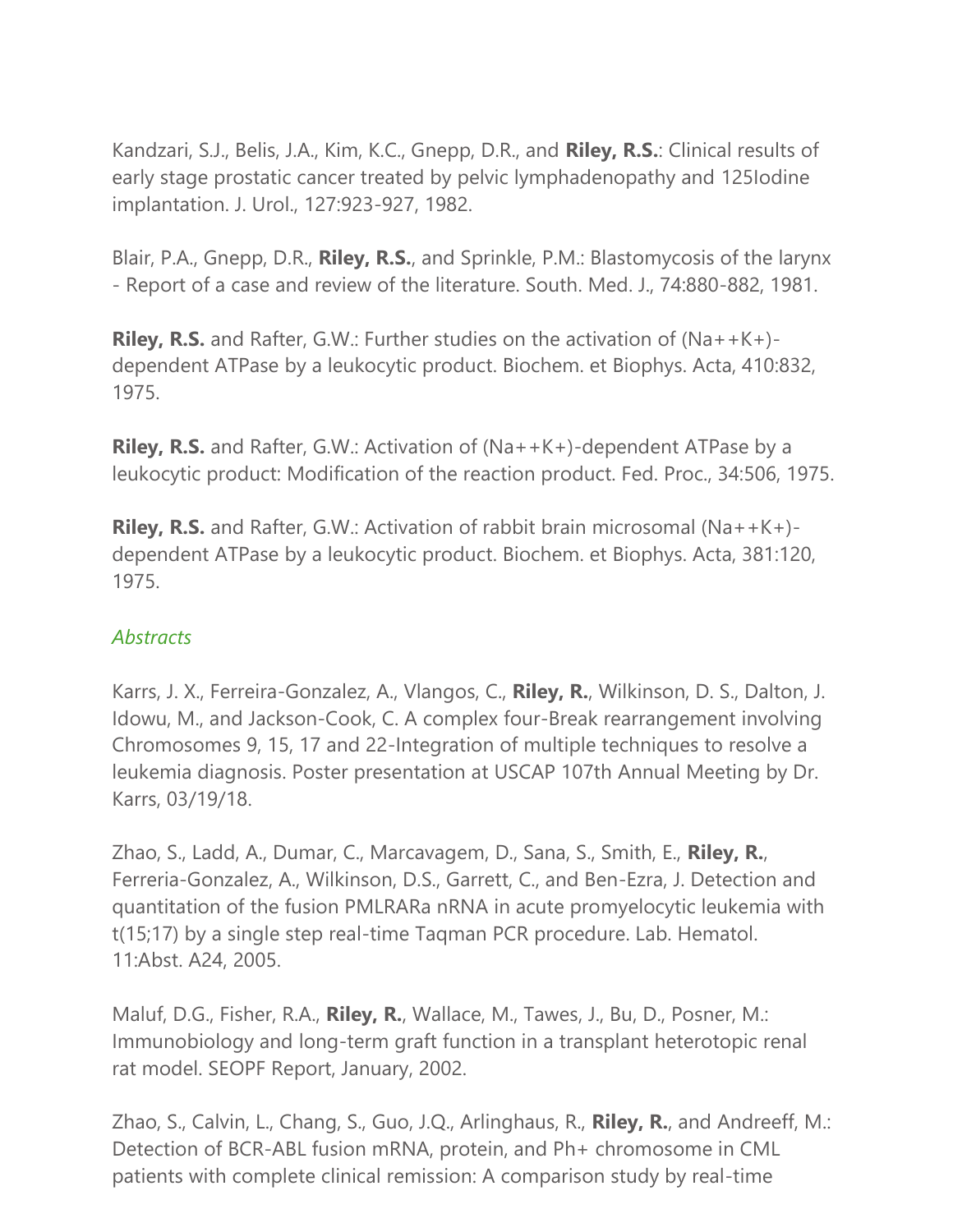Kandzari, S.J., Belis, J.A., Kim, K.C., Gnepp, D.R., and **Riley, R.S.**: Clinical results of early stage prostatic cancer treated by pelvic lymphadenopathy and 125Iodine implantation. J. Urol., 127:923-927, 1982.

Blair, P.A., Gnepp, D.R., **Riley, R.S.**, and Sprinkle, P.M.: Blastomycosis of the larynx - Report of a case and review of the literature. South. Med. J., 74:880-882, 1981.

**Riley, R.S.** and Rafter, G.W.: Further studies on the activation of (Na++K+)-dependent ATPase by a leukocytic product. Biochem. et Biophys. Acta, 410:832, 1975.

**Riley, R.S.** and Rafter, G.W.: Activation of (Na++K+)-dependent ATPase by a leukocytic product: Modification of the reaction product. Fed. Proc., 34:506, 1975.

**Riley, R.S.** and Rafter, G.W.: Activation of rabbit brain microsomal (Na++K+)-dependent ATPase by a leukocytic product. Biochem. et Biophys. Acta, 381:120, 1975.

### *Abstracts*

Karrs, J. X., Ferreira-Gonzalez, A., Vlangos, C., **Riley, R.**, Wilkinson, D. S., Dalton, J. Idowu, M., and Jackson-Cook, C. A complex four-Break rearrangement involving Chromosomes 9, 15, 17 and 22-Integration of multiple techniques to resolve a leukemia diagnosis. Poster presentation at USCAP 107th Annual Meeting by Dr. Karrs, 03/19/18.

Zhao, S., Ladd, A., Dumar, C., Marcavagem, D., Sana, S., Smith, E., **Riley, R.**, Ferreria-Gonzalez, A., Wilkinson, D.S., Garrett, C., and Ben-Ezra, J. Detection and quantitation of the fusion PMLRARa nRNA in acute promyelocytic leukemia with t(15;17) by a single step real-time Taqman PCR procedure. Lab. Hematol. 11:Abst. A24, 2005.

Maluf, D.G., Fisher, R.A., **Riley, R.**, Wallace, M., Tawes, J., Bu, D., Posner, M.: Immunobiology and long-term graft function in a transplant heterotopic renal rat model. SEOPF Report, January, 2002.

Zhao, S., Calvin, L., Chang, S., Guo, J.Q., Arlinghaus, R., **Riley, R.**, and Andreeff, M.: Detection of BCR-ABL fusion mRNA, protein, and Ph+ chromosome in CML patients with complete clinical remission: A comparison study by real-time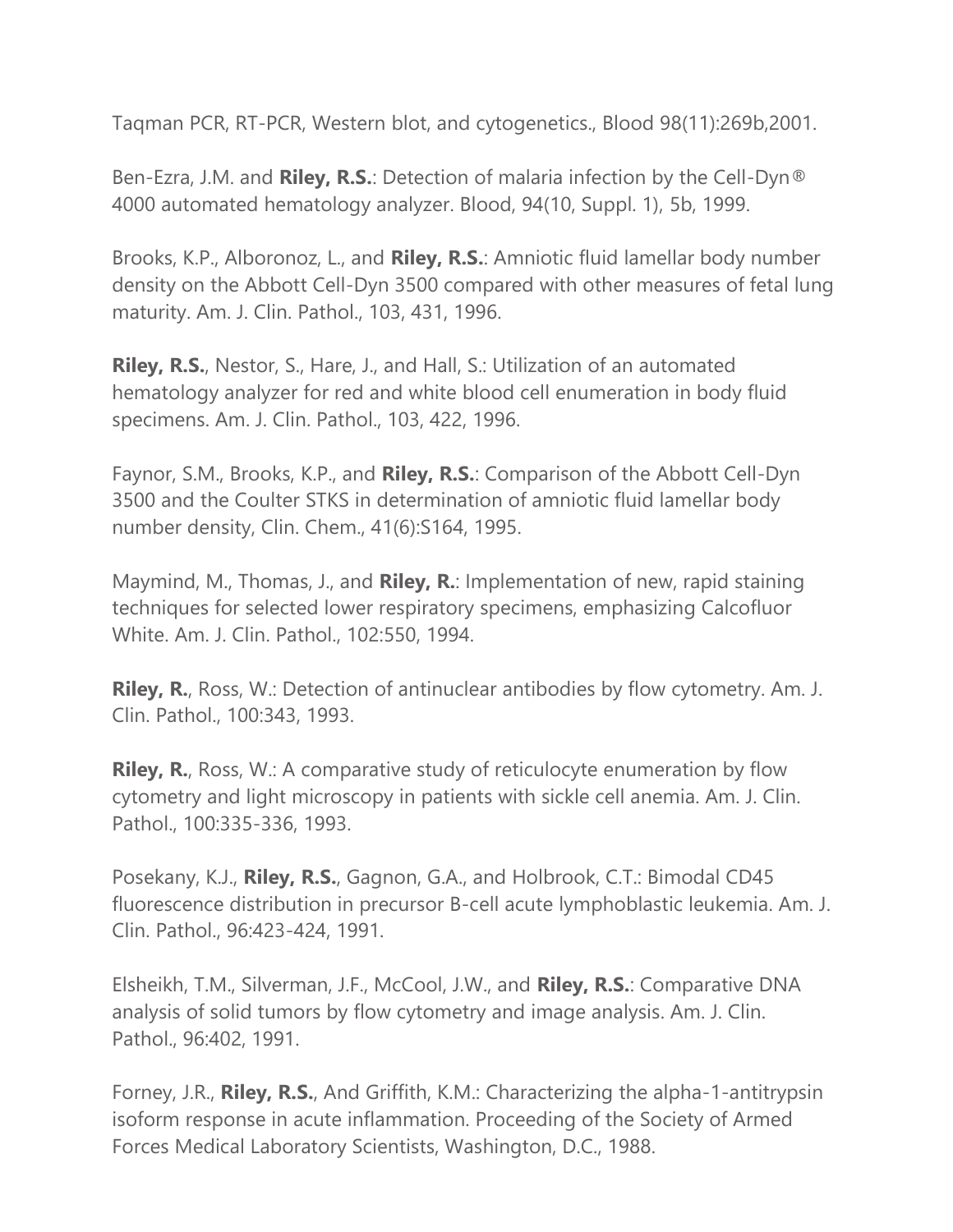Taqman PCR, RT-PCR, Western blot, and cytogenetics., Blood 98(11):269b,2001.

Ben-Ezra, J.M. and **Riley, R.S.**: Detection of malaria infection by the Cell-Dyn® 4000 automated hematology analyzer. Blood, 94(10, Suppl. 1), 5b, 1999.

Brooks, K.P., Alboronoz, L., and **Riley, R.S.**: Amniotic fluid lamellar body number density on the Abbott Cell-Dyn 3500 compared with other measures of fetal lung maturity. Am. J. Clin. Pathol., 103, 431, 1996.

**Riley, R.S.**, Nestor, S., Hare, J., and Hall, S.: Utilization of an automated hematology analyzer for red and white blood cell enumeration in body fluid specimens. Am. J. Clin. Pathol., 103, 422, 1996.

Faynor, S.M., Brooks, K.P., and **Riley, R.S.**: Comparison of the Abbott Cell-Dyn 3500 and the Coulter STKS in determination of amniotic fluid lamellar body number density, Clin. Chem., 41(6):S164, 1995.

Maymind, M., Thomas, J., and **Riley, R.**: Implementation of new, rapid staining techniques for selected lower respiratory specimens, emphasizing Calcofluor White. Am. J. Clin. Pathol., 102:550, 1994.

**Riley, R.**, Ross, W.: Detection of antinuclear antibodies by flow cytometry. Am. J. Clin. Pathol., 100:343, 1993.

**Riley, R.**, Ross, W.: A comparative study of reticulocyte enumeration by flow cytometry and light microscopy in patients with sickle cell anemia. Am. J. Clin. Pathol., 100:335-336, 1993.

Posekany, K.J., **Riley, R.S.**, Gagnon, G.A., and Holbrook, C.T.: Bimodal CD45 fluorescence distribution in precursor B-cell acute lymphoblastic leukemia. Am. J. Clin. Pathol., 96:423-424, 1991.

Elsheikh, T.M., Silverman, J.F., McCool, J.W., and **Riley, R.S.**: Comparative DNA analysis of solid tumors by flow cytometry and image analysis. Am. J. Clin. Pathol., 96:402, 1991.

Forney, J.R., **Riley, R.S.**, And Griffith, K.M.: Characterizing the alpha-1-antitrypsin isoform response in acute inflammation. Proceeding of the Society of Armed Forces Medical Laboratory Scientists, Washington, D.C., 1988.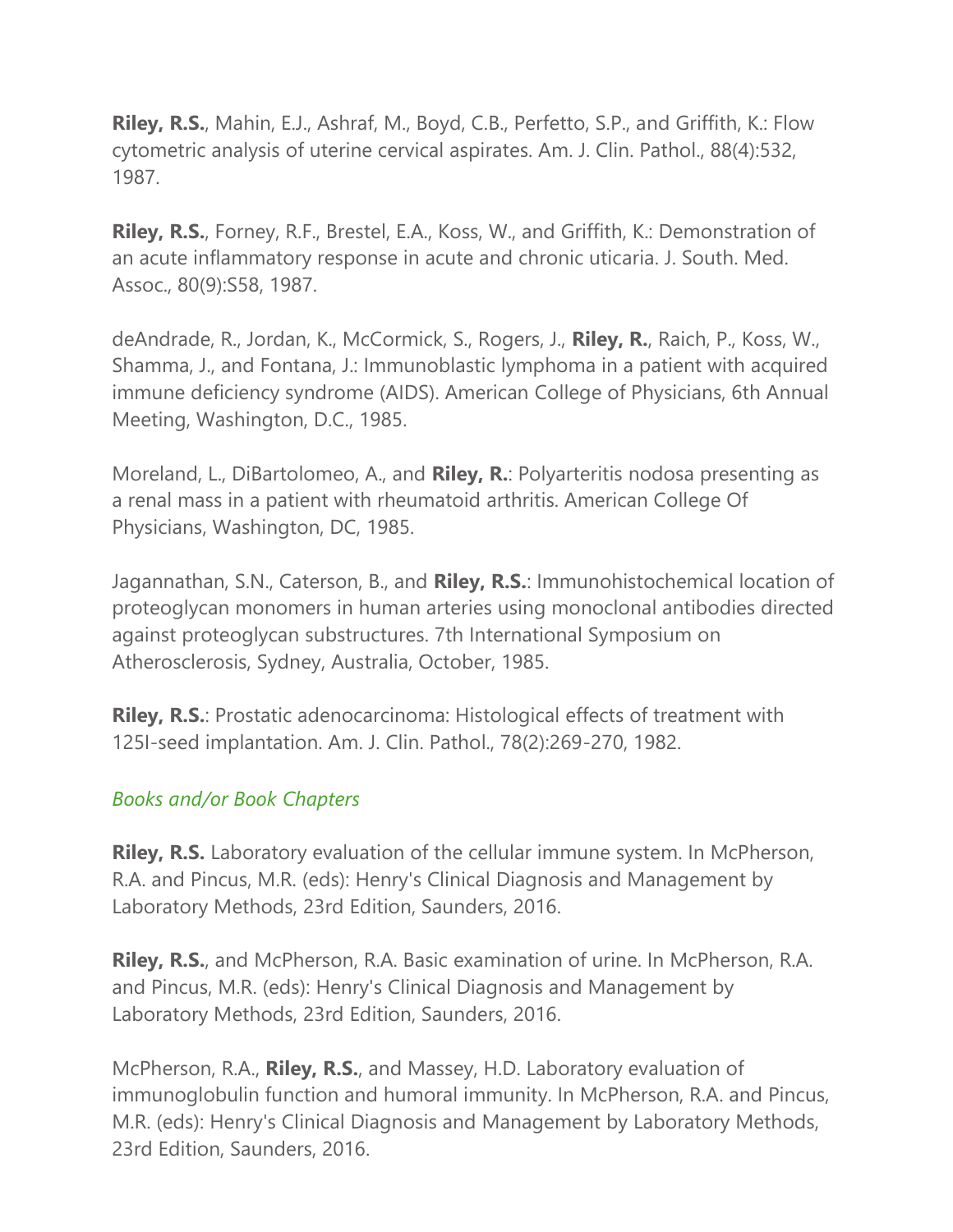**Riley, R.S.**, Mahin, E.J., Ashraf, M., Boyd, C.B., Perfetto, S.P., and Griffith, K.: Flow cytometric analysis of uterine cervical aspirates. Am. J. Clin. Pathol., 88(4):532, 1987.

**Riley, R.S.**, Forney, R.F., Brestel, E.A., Koss, W., and Griffith, K.: Demonstration of an acute inflammatory response in acute and chronic uticaria. J. South. Med. Assoc., 80(9):S58, 1987.

deAndrade, R., Jordan, K., McCormick, S., Rogers, J., **Riley, R.**, Raich, P., Koss, W., Shamma, J., and Fontana, J.: Immunoblastic lymphoma in a patient with acquired immune deficiency syndrome (AIDS). American College of Physicians, 6th Annual Meeting, Washington, D.C., 1985.

Moreland, L., DiBartolomeo, A., and **Riley, R.**: Polyarteritis nodosa presenting as a renal mass in a patient with rheumatoid arthritis. American College Of Physicians, Washington, DC, 1985.

Jagannathan, S.N., Caterson, B., and **Riley, R.S.**: Immunohistochemical location of proteoglycan monomers in human arteries using monoclonal antibodies directed against proteoglycan substructures. 7th International Symposium on Atherosclerosis, Sydney, Australia, October, 1985.

**Riley, R.S.**: Prostatic adenocarcinoma: Histological effects of treatment with 125I-seed implantation. Am. J. Clin. Pathol., 78(2):269-270, 1982.

*Books and/or Book Chapters*

**Riley, R.S.** Laboratory evaluation of the cellular immune system. In McPherson, R.A. and Pincus, M.R. (eds): Henry's Clinical Diagnosis and Management by Laboratory Methods, 23rd Edition, Saunders, 2016.

**Riley, R.S.**, and McPherson, R.A. Basic examination of urine. In McPherson, R.A. and Pincus, M.R. (eds): Henry's Clinical Diagnosis and Management by Laboratory Methods, 23rd Edition, Saunders, 2016.

McPherson, R.A., **Riley, R.S.**, and Massey, H.D. Laboratory evaluation of immunoglobulin function and humoral immunity. In McPherson, R.A. and Pincus, M.R. (eds): Henry's Clinical Diagnosis and Management by Laboratory Methods, 23rd Edition, Saunders, 2016.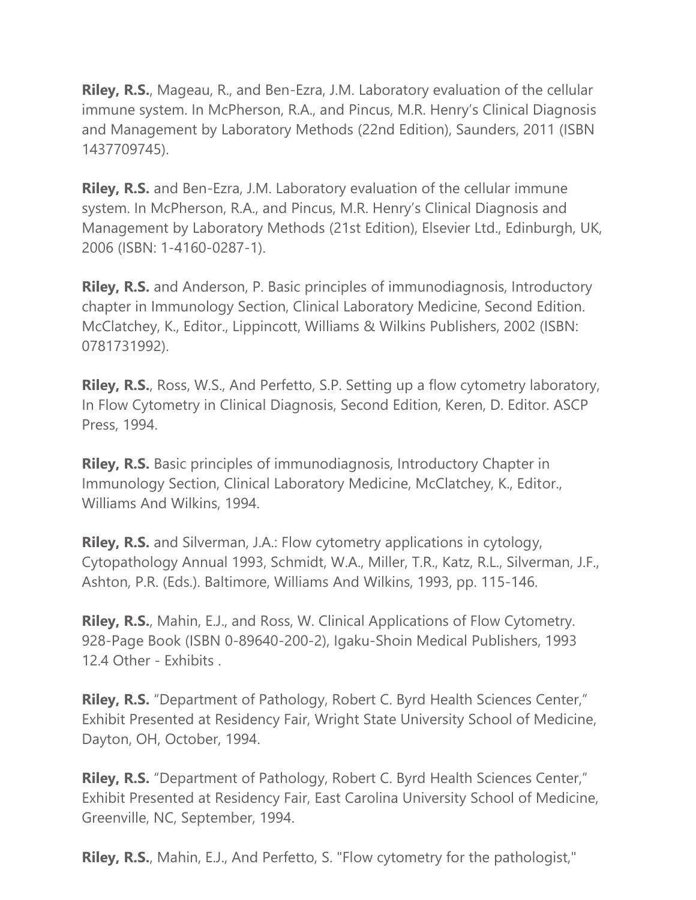**Riley, R.S.**, Mageau, R., and Ben-Ezra, J.M. Laboratory evaluation of the cellular immune system. In McPherson, R.A., and Pincus, M.R. Henry's Clinical Diagnosis and Management by Laboratory Methods (22nd Edition), Saunders, 2011 (ISBN 1437709745).

**Riley, R.S.** and Ben-Ezra, J.M. Laboratory evaluation of the cellular immune system. In McPherson, R.A., and Pincus, M.R. Henry's Clinical Diagnosis and Management by Laboratory Methods (21st Edition), Elsevier Ltd., Edinburgh, UK, 2006 (ISBN: 1-4160-0287-1).

**Riley, R.S.** and Anderson, P. Basic principles of immunodiagnosis, Introductory chapter in Immunology Section, Clinical Laboratory Medicine, Second Edition. McClatchey, K., Editor., Lippincott, Williams & Wilkins Publishers, 2002 (ISBN: 0781731992).

**Riley, R.S.**, Ross, W.S., And Perfetto, S.P. Setting up a flow cytometry laboratory, In Flow Cytometry in Clinical Diagnosis, Second Edition, Keren, D. Editor. ASCP Press, 1994.

**Riley, R.S.** Basic principles of immunodiagnosis, Introductory Chapter in Immunology Section, Clinical Laboratory Medicine, McClatchey, K., Editor., Williams And Wilkins, 1994.

**Riley, R.S.** and Silverman, J.A.: Flow cytometry applications in cytology, Cytopathology Annual 1993, Schmidt, W.A., Miller, T.R., Katz, R.L., Silverman, J.F., Ashton, P.R. (Eds.). Baltimore, Williams And Wilkins, 1993, pp. 115-146.

**Riley, R.S.**, Mahin, E.J., and Ross, W. Clinical Applications of Flow Cytometry. 928-Page Book (ISBN 0-89640-200-2), Igaku-Shoin Medical Publishers, 1993
12.4 Other - Exhibits .

**Riley, R.S.** "Department of Pathology, Robert C. Byrd Health Sciences Center," Exhibit Presented at Residency Fair, Wright State University School of Medicine, Dayton, OH, October, 1994.

**Riley, R.S.** "Department of Pathology, Robert C. Byrd Health Sciences Center," Exhibit Presented at Residency Fair, East Carolina University School of Medicine, Greenville, NC, September, 1994.

**Riley, R.S.**, Mahin, E.J., And Perfetto, S. "Flow cytometry for the pathologist,"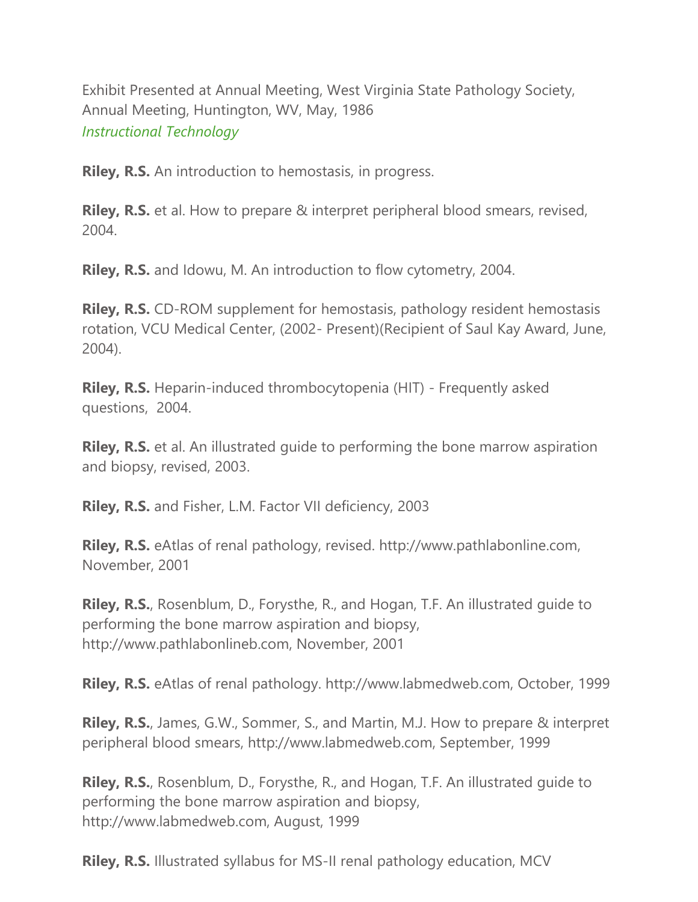Exhibit Presented at Annual Meeting, West Virginia State Pathology Society, Annual Meeting, Huntington, WV, May, 1986

*Instructional Technology*

**Riley, R.S.** An introduction to hemostasis, in progress.

**Riley, R.S.** et al. How to prepare & interpret peripheral blood smears, revised, 2004.

**Riley, R.S.** and Idowu, M. An introduction to flow cytometry, 2004.

**Riley, R.S.** CD-ROM supplement for hemostasis, pathology resident hemostasis rotation, VCU Medical Center, (2002- Present)(Recipient of Saul Kay Award, June, 2004).

**Riley, R.S.** Heparin-induced thrombocytopenia (HIT) - Frequently asked questions, 2004.

**Riley, R.S.** et al. An illustrated guide to performing the bone marrow aspiration and biopsy, revised, 2003.

**Riley, R.S.** and Fisher, L.M. Factor VII deficiency, 2003

**Riley, R.S.** eAtlas of renal pathology, revised. http://www.pathlabonline.com, November, 2001

**Riley, R.S.**, Rosenblum, D., Forysthe, R., and Hogan, T.F. An illustrated guide to performing the bone marrow aspiration and biopsy, http://www.pathlabonlineb.com, November, 2001

**Riley, R.S.** eAtlas of renal pathology. http://www.labmedweb.com, October, 1999

**Riley, R.S.**, James, G.W., Sommer, S., and Martin, M.J. How to prepare & interpret peripheral blood smears, http://www.labmedweb.com, September, 1999

**Riley, R.S.**, Rosenblum, D., Forysthe, R., and Hogan, T.F. An illustrated guide to performing the bone marrow aspiration and biopsy, http://www.labmedweb.com, August, 1999

**Riley, R.S.** Illustrated syllabus for MS-II renal pathology education, MCV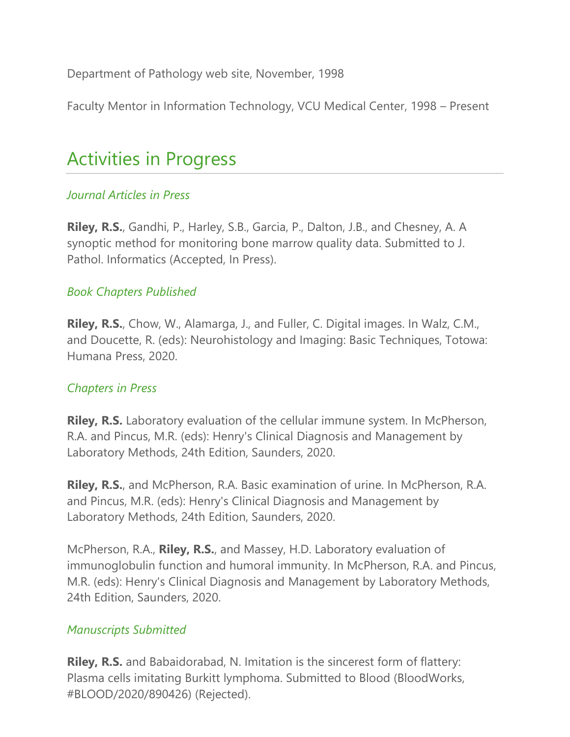Department of Pathology web site, November, 1998

Faculty Mentor in Information Technology, VCU Medical Center, 1998 – Present

## Activities in Progress

### *Journal Articles in Press*

**Riley, R.S.**, Gandhi, P., Harley, S.B., Garcia, P., Dalton, J.B., and Chesney, A. A synoptic method for monitoring bone marrow quality data. Submitted to J. Pathol. Informatics (Accepted, In Press).

### *Book Chapters Published*

**Riley, R.S.**, Chow, W., Alamarga, J., and Fuller, C. Digital images. In Walz, C.M., and Doucette, R. (eds): Neurohistology and Imaging: Basic Techniques, Totowa: Humana Press, 2020.

### *Chapters in Press*

**Riley, R.S.** Laboratory evaluation of the cellular immune system. In McPherson, R.A. and Pincus, M.R. (eds): Henry's Clinical Diagnosis and Management by Laboratory Methods, 24th Edition, Saunders, 2020.

**Riley, R.S.**, and McPherson, R.A. Basic examination of urine. In McPherson, R.A. and Pincus, M.R. (eds): Henry's Clinical Diagnosis and Management by Laboratory Methods, 24th Edition, Saunders, 2020.

McPherson, R.A., **Riley, R.S.**, and Massey, H.D. Laboratory evaluation of immunoglobulin function and humoral immunity. In McPherson, R.A. and Pincus, M.R. (eds): Henry's Clinical Diagnosis and Management by Laboratory Methods, 24th Edition, Saunders, 2020.

### *Manuscripts Submitted*

**Riley, R.S.** and Babaidorabad, N. Imitation is the sincerest form of flattery: Plasma cells imitating Burkitt lymphoma. Submitted to Blood (BloodWorks, #BLOOD/2020/890426) (Rejected).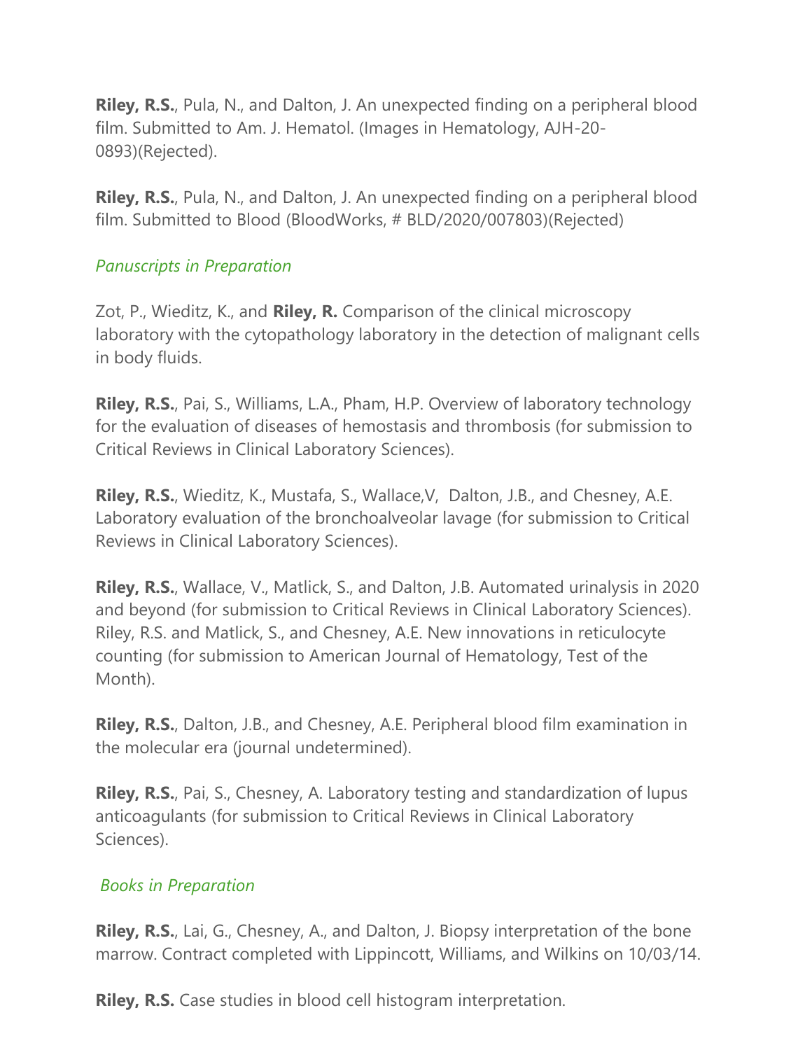**Riley, R.S.**, Pula, N., and Dalton, J. An unexpected finding on a peripheral blood film. Submitted to Am. J. Hematol. (Images in Hematology, AJH-20-0893)(Rejected).

**Riley, R.S.**, Pula, N., and Dalton, J. An unexpected finding on a peripheral blood film. Submitted to Blood (BloodWorks, # BLD/2020/007803)(Rejected)

*Panuscripts in Preparation*

Zot, P., Wieditz, K., and **Riley, R.** Comparison of the clinical microscopy laboratory with the cytopathology laboratory in the detection of malignant cells in body fluids.

**Riley, R.S.**, Pai, S., Williams, L.A., Pham, H.P. Overview of laboratory technology for the evaluation of diseases of hemostasis and thrombosis (for submission to Critical Reviews in Clinical Laboratory Sciences).

**Riley, R.S.**, Wieditz, K., Mustafa, S., Wallace,V, Dalton, J.B., and Chesney, A.E. Laboratory evaluation of the bronchoalveolar lavage (for submission to Critical Reviews in Clinical Laboratory Sciences).

**Riley, R.S.**, Wallace, V., Matlick, S., and Dalton, J.B. Automated urinalysis in 2020 and beyond (for submission to Critical Reviews in Clinical Laboratory Sciences). Riley, R.S. and Matlick, S., and Chesney, A.E. New innovations in reticulocyte counting (for submission to American Journal of Hematology, Test of the Month).

**Riley, R.S.**, Dalton, J.B., and Chesney, A.E. Peripheral blood film examination in the molecular era (journal undetermined).

**Riley, R.S.**, Pai, S., Chesney, A. Laboratory testing and standardization of lupus anticoagulants (for submission to Critical Reviews in Clinical Laboratory Sciences).

*Books in Preparation*

**Riley, R.S.**, Lai, G., Chesney, A., and Dalton, J. Biopsy interpretation of the bone marrow. Contract completed with Lippincott, Williams, and Wilkins on 10/03/14.

**Riley, R.S.** Case studies in blood cell histogram interpretation.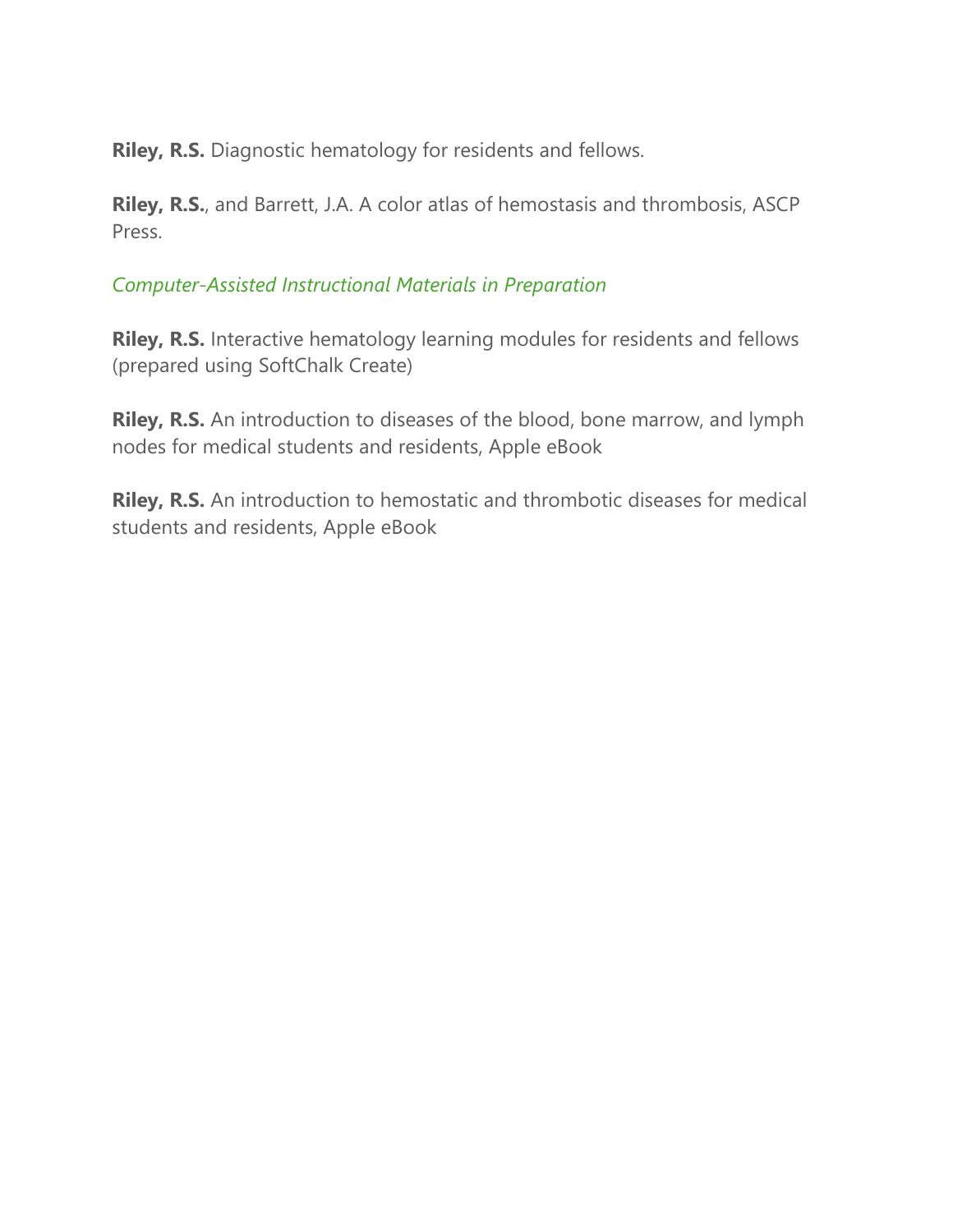**Riley, R.S.** Diagnostic hematology for residents and fellows.

**Riley, R.S.**, and Barrett, J.A. A color atlas of hemostasis and thrombosis, ASCP Press.

*Computer-Assisted Instructional Materials in Preparation*

**Riley, R.S.** Interactive hematology learning modules for residents and fellows (prepared using SoftChalk Create)

**Riley, R.S.** An introduction to diseases of the blood, bone marrow, and lymph nodes for medical students and residents, Apple eBook

**Riley, R.S.** An introduction to hemostatic and thrombotic diseases for medical students and residents, Apple eBook